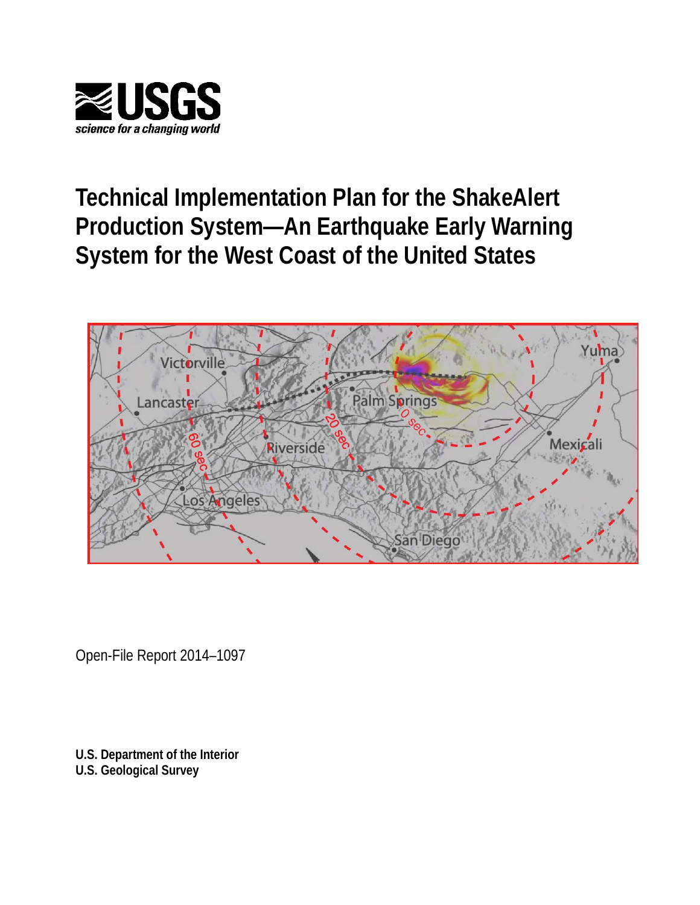USGS
*science for a changing world*

# Technical Implementation Plan for the ShakeAlert Production System—An Earthquake Early Warning System for the West Coast of the United States

Open-File Report 2014–1097

**U.S. Department of the Interior**
**U.S. Geological Survey**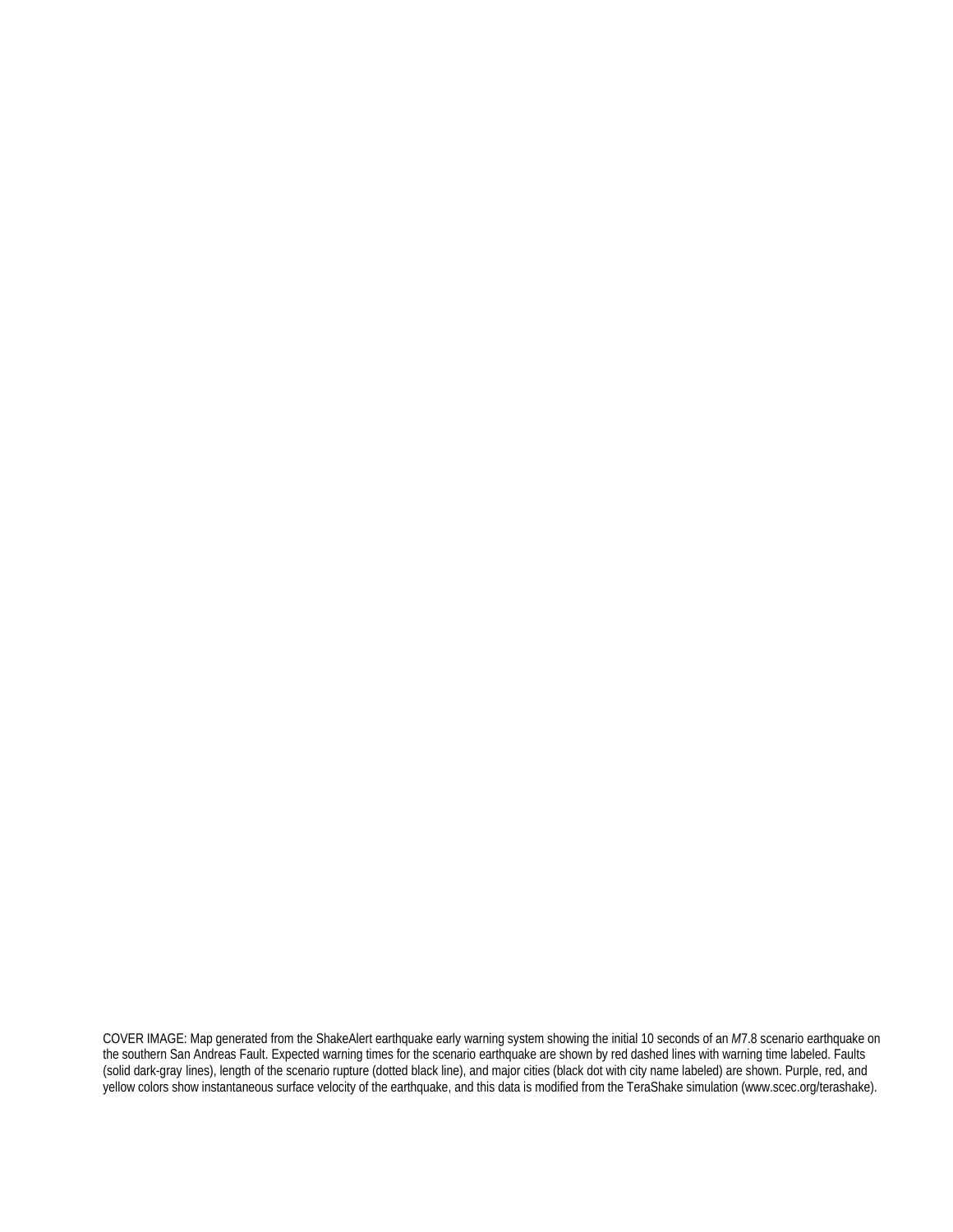COVER IMAGE: Map generated from the ShakeAlert earthquake early warning system showing the initial 10 seconds of an *M*7.8 scenario earthquake on the southern San Andreas Fault. Expected warning times for the scenario earthquake are shown by red dashed lines with warning time labeled. Faults (solid dark-gray lines), length of the scenario rupture (dotted black line), and major cities (black dot with city name labeled) are shown. Purple, red, and yellow colors show instantaneous surface velocity of the earthquake, and this data is modified from the TeraShake simulation (www.scec.org/terashake).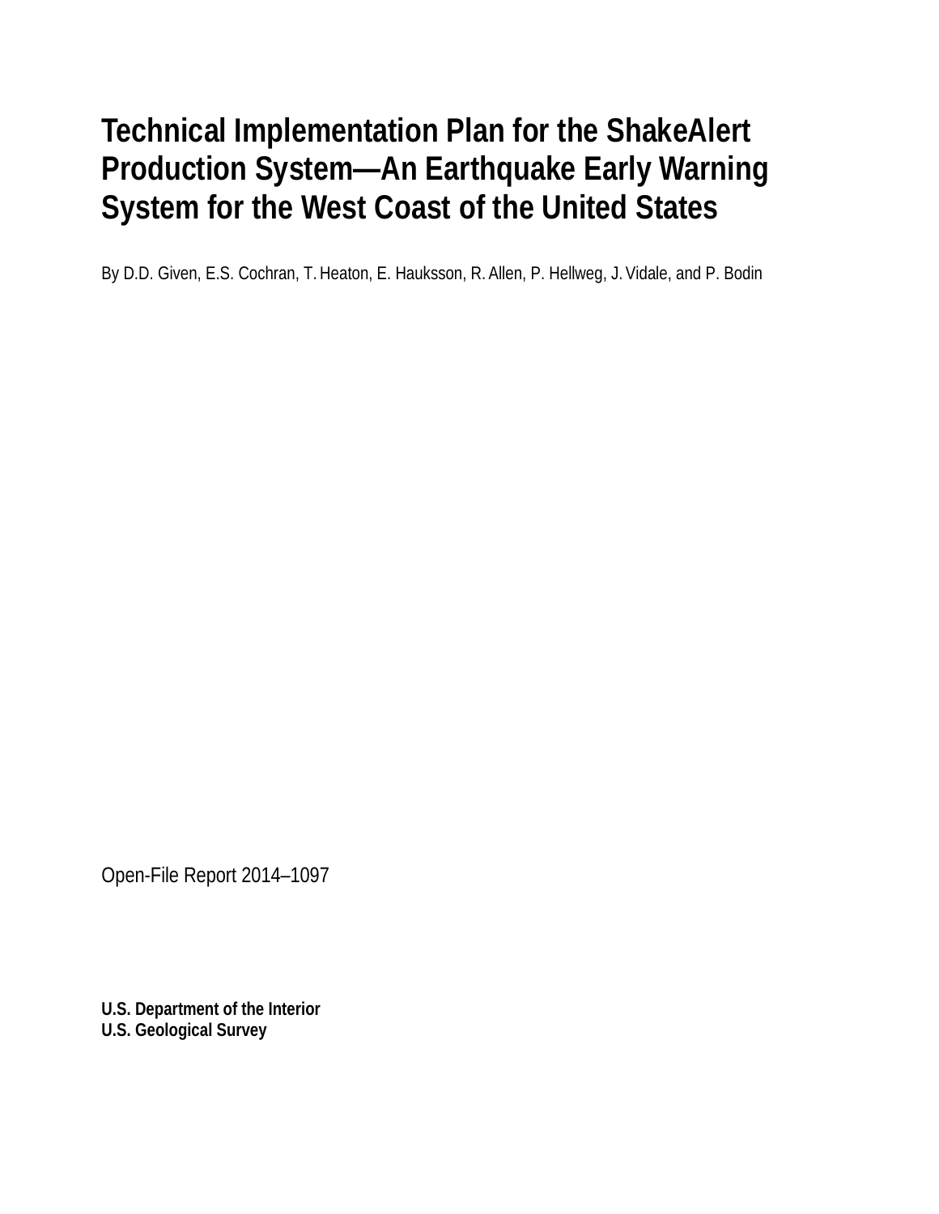# Technical Implementation Plan for the ShakeAlert Production System—An Earthquake Early Warning System for the West Coast of the United States

By D.D. Given, E.S. Cochran, T. Heaton, E. Hauksson, R. Allen, P. Hellweg, J. Vidale, and P. Bodin

Open-File Report 2014–1097

**U.S. Department of the Interior**
**U.S. Geological Survey**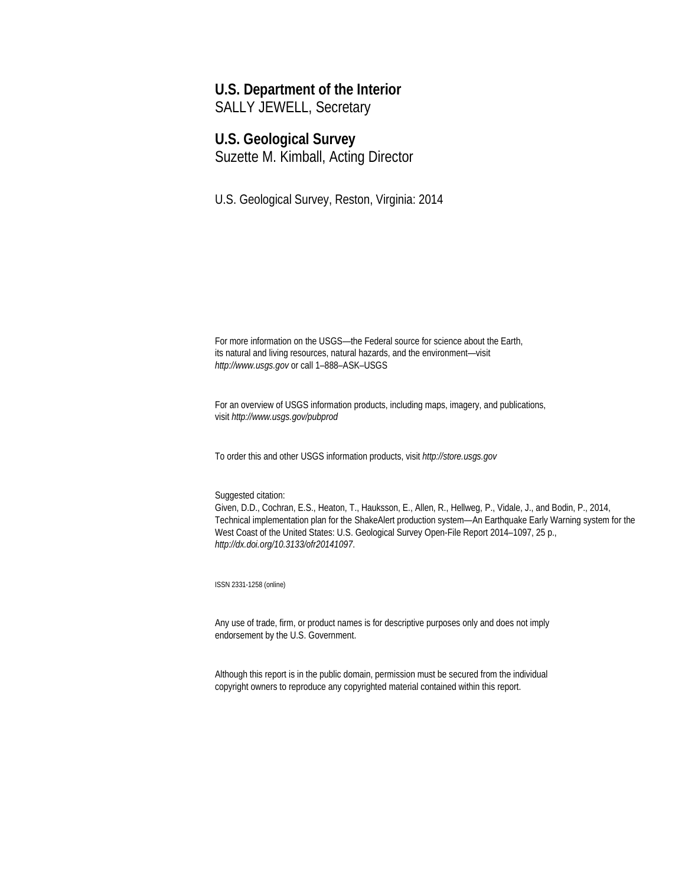**U.S. Department of the Interior**
SALLY JEWELL, Secretary

**U.S. Geological Survey**
Suzette M. Kimball, Acting Director

U.S. Geological Survey, Reston, Virginia: 2014

For more information on the USGS—the Federal source for science about the Earth,
its natural and living resources, natural hazards, and the environment—visit
*http://www.usgs.gov* or call 1–888–ASK–USGS

For an overview of USGS information products, including maps, imagery, and publications,
visit *http://www.usgs.gov/pubprod*

To order this and other USGS information products, visit *http://store.usgs.gov*

Suggested citation:
Given, D.D., Cochran, E.S., Heaton, T., Hauksson, E., Allen, R., Hellweg, P., Vidale, J., and Bodin, P., 2014, Technical implementation plan for the ShakeAlert production system—An Earthquake Early Warning system for the West Coast of the United States: U.S. Geological Survey Open-File Report 2014–1097, 25 p., *http://dx.doi.org/10.3133/ofr20141097*.

ISSN 2331-1258 (online)

Any use of trade, firm, or product names is for descriptive purposes only and does not imply endorsement by the U.S. Government.

Although this report is in the public domain, permission must be secured from the individual copyright owners to reproduce any copyrighted material contained within this report.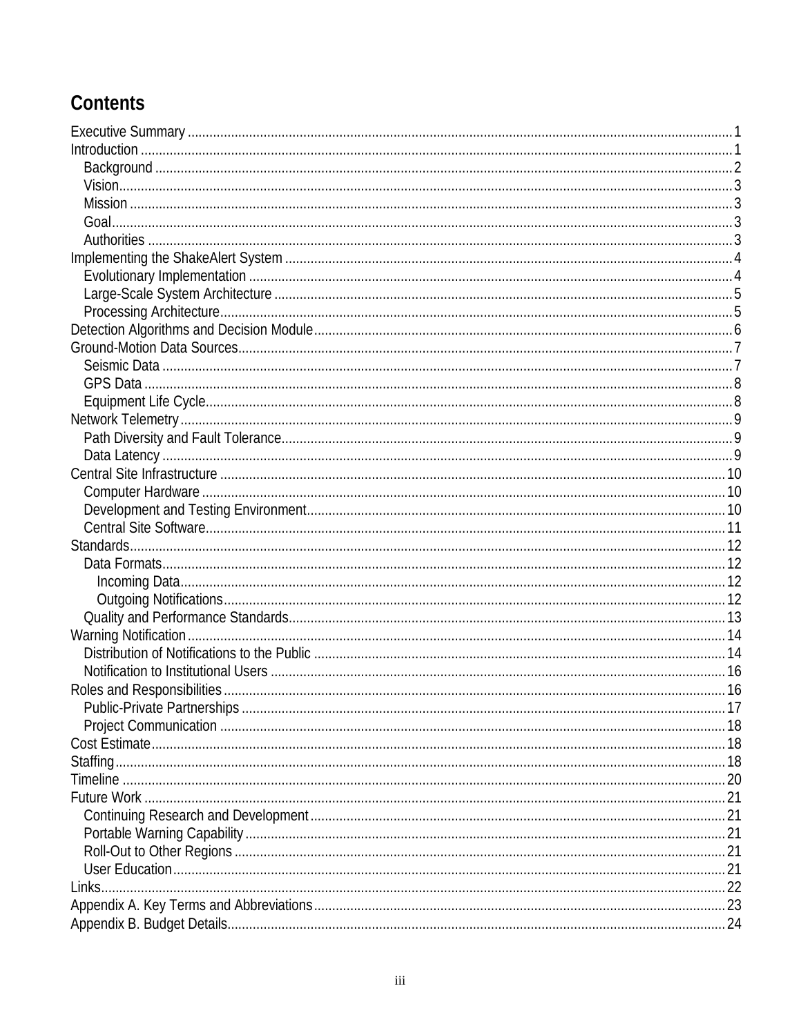# Contents

- Executive Summary ... 1
- Introduction ... 1
  - Background ... 2
  - Vision ... 3
  - Mission ... 3
  - Goal ... 3
  - Authorities ... 3
- Implementing the ShakeAlert System ... 4
  - Evolutionary Implementation ... 4
  - Large-Scale System Architecture ... 5
  - Processing Architecture ... 5
- Detection Algorithms and Decision Module ... 6
- Ground-Motion Data Sources ... 7
  - Seismic Data ... 7
  - GPS Data ... 8
  - Equipment Life Cycle ... 8
- Network Telemetry ... 9
  - Path Diversity and Fault Tolerance ... 9
  - Data Latency ... 9
- Central Site Infrastructure ... 10
  - Computer Hardware ... 10
  - Development and Testing Environment ... 10
  - Central Site Software ... 11
- Standards ... 12
  - Data Formats ... 12
    - Incoming Data ... 12
    - Outgoing Notifications ... 12
  - Quality and Performance Standards ... 13
- Warning Notification ... 14
  - Distribution of Notifications to the Public ... 14
  - Notification to Institutional Users ... 16
- Roles and Responsibilities ... 16
  - Public-Private Partnerships ... 17
  - Project Communication ... 18
- Cost Estimate ... 18
- Staffing ... 18
- Timeline ... 20
- Future Work ... 21
  - Continuing Research and Development ... 21
  - Portable Warning Capability ... 21
  - Roll-Out to Other Regions ... 21
  - User Education ... 21
- Links ... 22
- Appendix A. Key Terms and Abbreviations ... 23
- Appendix B. Budget Details ... 24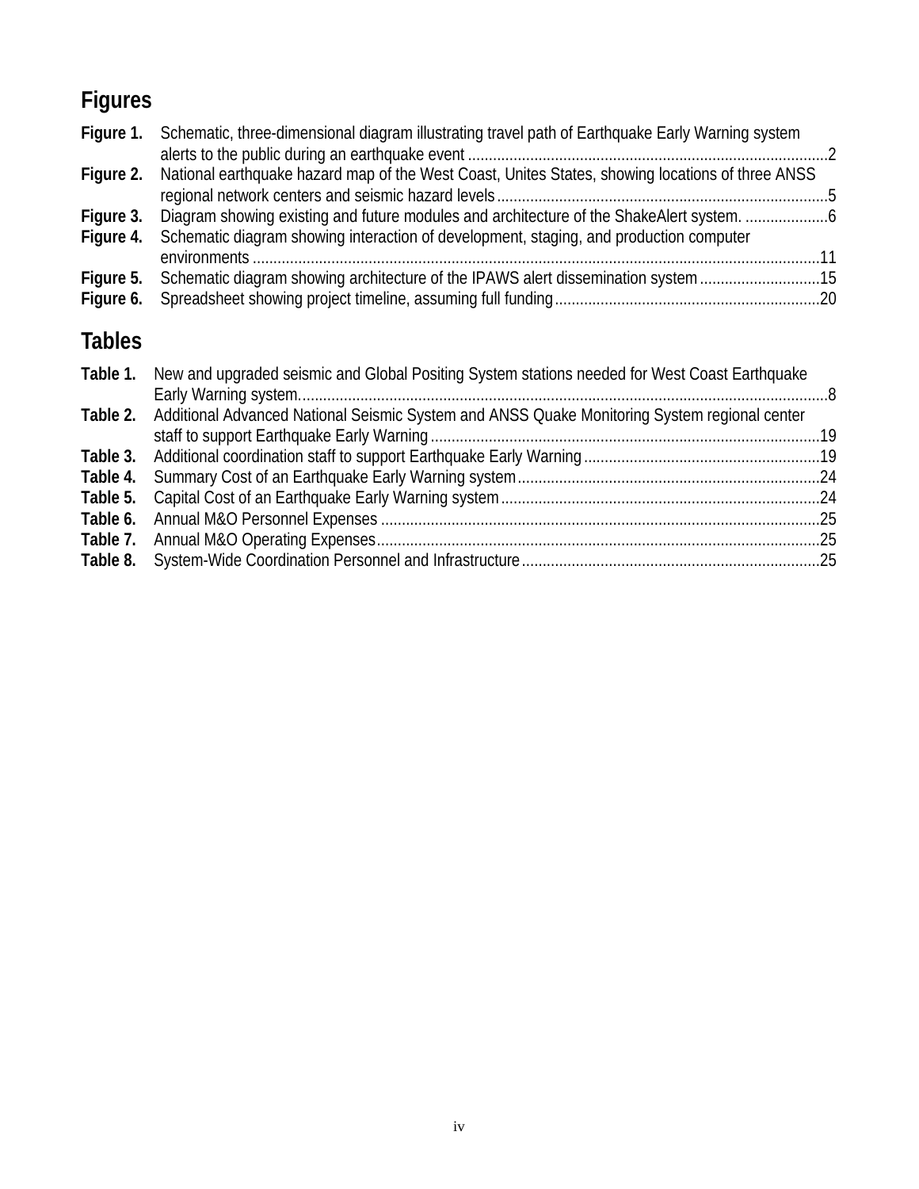## Figures

**Figure 1.** Schematic, three-dimensional diagram illustrating travel path of Earthquake Early Warning system alerts to the public during an earthquake event ....................2

**Figure 2.** National earthquake hazard map of the West Coast, Unites States, showing locations of three ANSS regional network centers and seismic hazard levels....................5

**Figure 3.** Diagram showing existing and future modules and architecture of the ShakeAlert system. ....................6

**Figure 4.** Schematic diagram showing interaction of development, staging, and production computer environments ....................11

**Figure 5.** Schematic diagram showing architecture of the IPAWS alert dissemination system....................15

**Figure 6.** Spreadsheet showing project timeline, assuming full funding....................20

## Tables

**Table 1.** New and upgraded seismic and Global Positing System stations needed for West Coast Earthquake Early Warning system.....................8

**Table 2.** Additional Advanced National Seismic System and ANSS Quake Monitoring System regional center staff to support Earthquake Early Warning....................19

**Table 3.** Additional coordination staff to support Earthquake Early Warning....................19

**Table 4.** Summary Cost of an Earthquake Early Warning system....................24

**Table 5.** Capital Cost of an Earthquake Early Warning system....................24

**Table 6.** Annual M&O Personnel Expenses ....................25

**Table 7.** Annual M&O Operating Expenses....................25

**Table 8.** System-Wide Coordination Personnel and Infrastructure....................25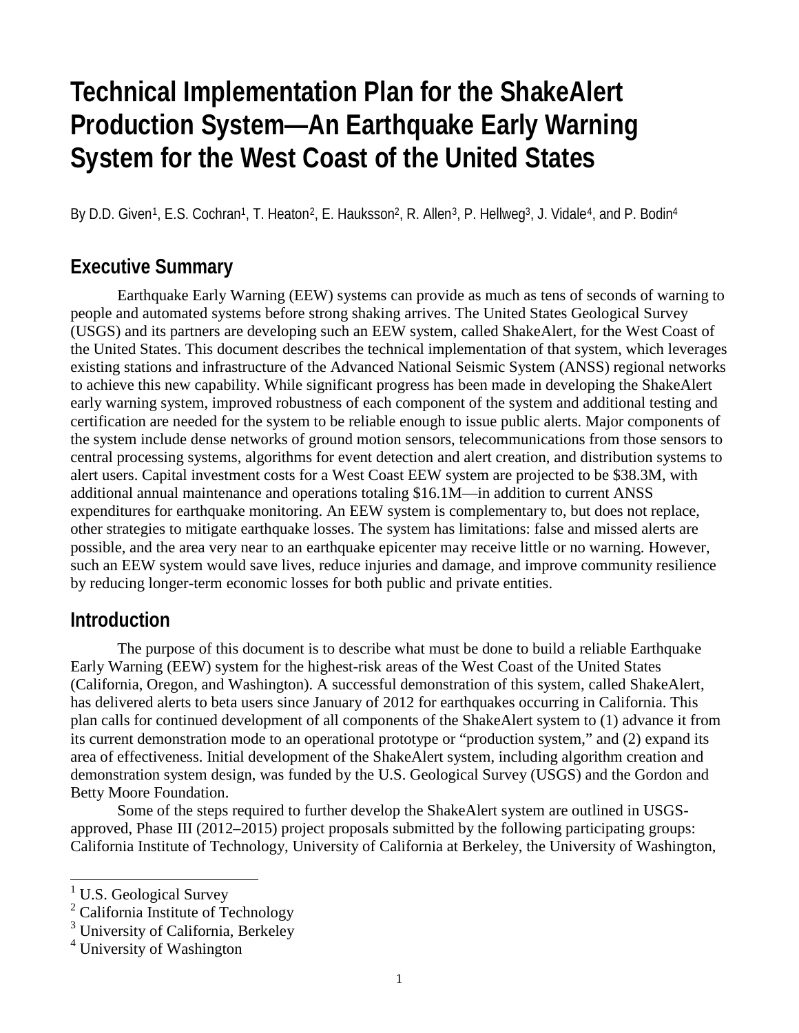# Technical Implementation Plan for the ShakeAlert Production System—An Earthquake Early Warning System for the West Coast of the United States

By D.D. Given[1], E.S. Cochran[1], T. Heaton[2], E. Hauksson[2], R. Allen[3], P. Hellweg[3], J. Vidale[4], and P. Bodin[4]

## Executive Summary

Earthquake Early Warning (EEW) systems can provide as much as tens of seconds of warning to people and automated systems before strong shaking arrives. The United States Geological Survey (USGS) and its partners are developing such an EEW system, called ShakeAlert, for the West Coast of the United States. This document describes the technical implementation of that system, which leverages existing stations and infrastructure of the Advanced National Seismic System (ANSS) regional networks to achieve this new capability. While significant progress has been made in developing the ShakeAlert early warning system, improved robustness of each component of the system and additional testing and certification are needed for the system to be reliable enough to issue public alerts. Major components of the system include dense networks of ground motion sensors, telecommunications from those sensors to central processing systems, algorithms for event detection and alert creation, and distribution systems to alert users. Capital investment costs for a West Coast EEW system are projected to be $38.3M, with additional annual maintenance and operations totaling $16.1M—in addition to current ANSS expenditures for earthquake monitoring. An EEW system is complementary to, but does not replace, other strategies to mitigate earthquake losses. The system has limitations: false and missed alerts are possible, and the area very near to an earthquake epicenter may receive little or no warning. However, such an EEW system would save lives, reduce injuries and damage, and improve community resilience by reducing longer-term economic losses for both public and private entities.

## Introduction

The purpose of this document is to describe what must be done to build a reliable Earthquake Early Warning (EEW) system for the highest-risk areas of the West Coast of the United States (California, Oregon, and Washington). A successful demonstration of this system, called ShakeAlert, has delivered alerts to beta users since January of 2012 for earthquakes occurring in California. This plan calls for continued development of all components of the ShakeAlert system to (1) advance it from its current demonstration mode to an operational prototype or "production system," and (2) expand its area of effectiveness. Initial development of the ShakeAlert system, including algorithm creation and demonstration system design, was funded by the U.S. Geological Survey (USGS) and the Gordon and Betty Moore Foundation.

Some of the steps required to further develop the ShakeAlert system are outlined in USGS-approved, Phase III (2012–2015) project proposals submitted by the following participating groups: California Institute of Technology, University of California at Berkeley, the University of Washington,

[1] U.S. Geological Survey
[2] California Institute of Technology
[3] University of California, Berkeley
[4] University of Washington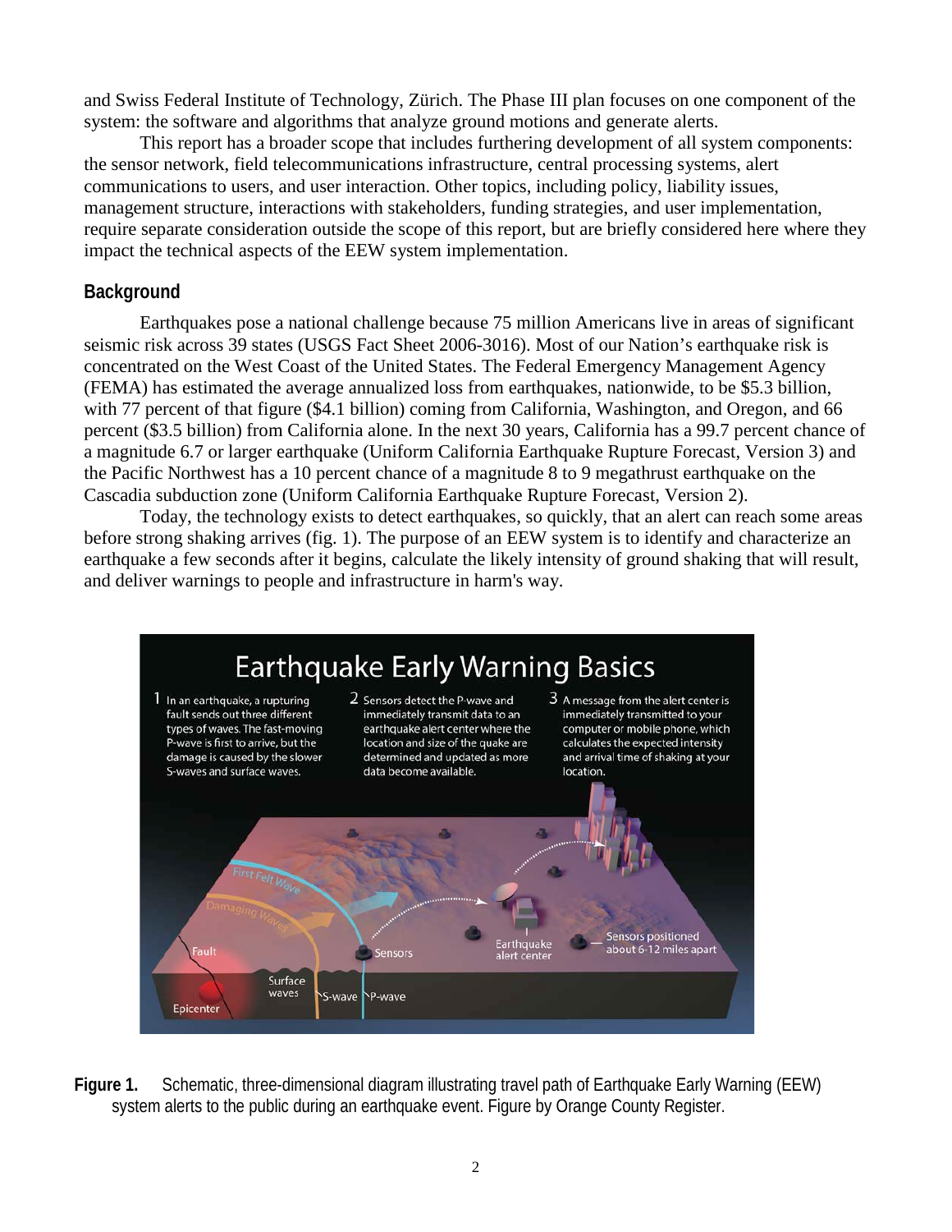and Swiss Federal Institute of Technology, Zürich. The Phase III plan focuses on one component of the system: the software and algorithms that analyze ground motions and generate alerts.

This report has a broader scope that includes furthering development of all system components: the sensor network, field telecommunications infrastructure, central processing systems, alert communications to users, and user interaction. Other topics, including policy, liability issues, management structure, interactions with stakeholders, funding strategies, and user implementation, require separate consideration outside the scope of this report, but are briefly considered here where they impact the technical aspects of the EEW system implementation.

## Background

Earthquakes pose a national challenge because 75 million Americans live in areas of significant seismic risk across 39 states (USGS Fact Sheet 2006-3016). Most of our Nation's earthquake risk is concentrated on the West Coast of the United States. The Federal Emergency Management Agency (FEMA) has estimated the average annualized loss from earthquakes, nationwide, to be $5.3 billion, with 77 percent of that figure ($4.1 billion) coming from California, Washington, and Oregon, and 66 percent ($3.5 billion) from California alone. In the next 30 years, California has a 99.7 percent chance of a magnitude 6.7 or larger earthquake (Uniform California Earthquake Rupture Forecast, Version 3) and the Pacific Northwest has a 10 percent chance of a magnitude 8 to 9 megathrust earthquake on the Cascadia subduction zone (Uniform California Earthquake Rupture Forecast, Version 2).

Today, the technology exists to detect earthquakes, so quickly, that an alert can reach some areas before strong shaking arrives (fig. 1). The purpose of an EEW system is to identify and characterize an earthquake a few seconds after it begins, calculate the likely intensity of ground shaking that will result, and deliver warnings to people and infrastructure in harm's way.

**Figure 1.** Schematic, three-dimensional diagram illustrating travel path of Earthquake Early Warning (EEW) system alerts to the public during an earthquake event. Figure by Orange County Register.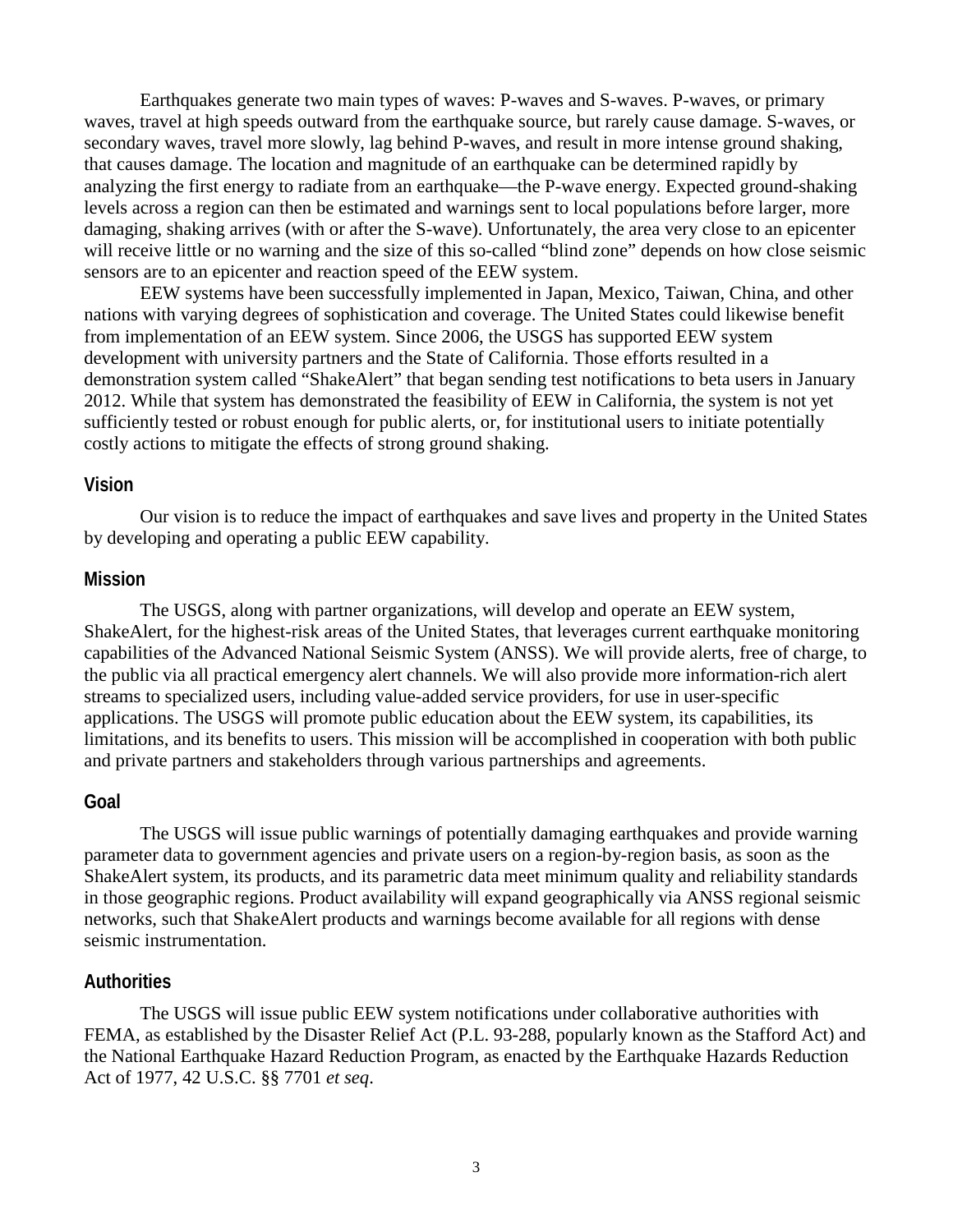Earthquakes generate two main types of waves: P-waves and S-waves. P-waves, or primary waves, travel at high speeds outward from the earthquake source, but rarely cause damage. S-waves, or secondary waves, travel more slowly, lag behind P-waves, and result in more intense ground shaking, that causes damage. The location and magnitude of an earthquake can be determined rapidly by analyzing the first energy to radiate from an earthquake—the P-wave energy. Expected ground-shaking levels across a region can then be estimated and warnings sent to local populations before larger, more damaging, shaking arrives (with or after the S-wave). Unfortunately, the area very close to an epicenter will receive little or no warning and the size of this so-called “blind zone” depends on how close seismic sensors are to an epicenter and reaction speed of the EEW system.

EEW systems have been successfully implemented in Japan, Mexico, Taiwan, China, and other nations with varying degrees of sophistication and coverage. The United States could likewise benefit from implementation of an EEW system. Since 2006, the USGS has supported EEW system development with university partners and the State of California. Those efforts resulted in a demonstration system called “ShakeAlert” that began sending test notifications to beta users in January 2012. While that system has demonstrated the feasibility of EEW in California, the system is not yet sufficiently tested or robust enough for public alerts, or, for institutional users to initiate potentially costly actions to mitigate the effects of strong ground shaking.

## Vision

Our vision is to reduce the impact of earthquakes and save lives and property in the United States by developing and operating a public EEW capability.

## Mission

The USGS, along with partner organizations, will develop and operate an EEW system, ShakeAlert, for the highest-risk areas of the United States, that leverages current earthquake monitoring capabilities of the Advanced National Seismic System (ANSS). We will provide alerts, free of charge, to the public via all practical emergency alert channels. We will also provide more information-rich alert streams to specialized users, including value-added service providers, for use in user-specific applications. The USGS will promote public education about the EEW system, its capabilities, its limitations, and its benefits to users. This mission will be accomplished in cooperation with both public and private partners and stakeholders through various partnerships and agreements.

## Goal

The USGS will issue public warnings of potentially damaging earthquakes and provide warning parameter data to government agencies and private users on a region-by-region basis, as soon as the ShakeAlert system, its products, and its parametric data meet minimum quality and reliability standards in those geographic regions. Product availability will expand geographically via ANSS regional seismic networks, such that ShakeAlert products and warnings become available for all regions with dense seismic instrumentation.

## Authorities

The USGS will issue public EEW system notifications under collaborative authorities with FEMA, as established by the Disaster Relief Act (P.L. 93-288, popularly known as the Stafford Act) and the National Earthquake Hazard Reduction Program, as enacted by the Earthquake Hazards Reduction Act of 1977, 42 U.S.C. §§ 7701 *et seq*.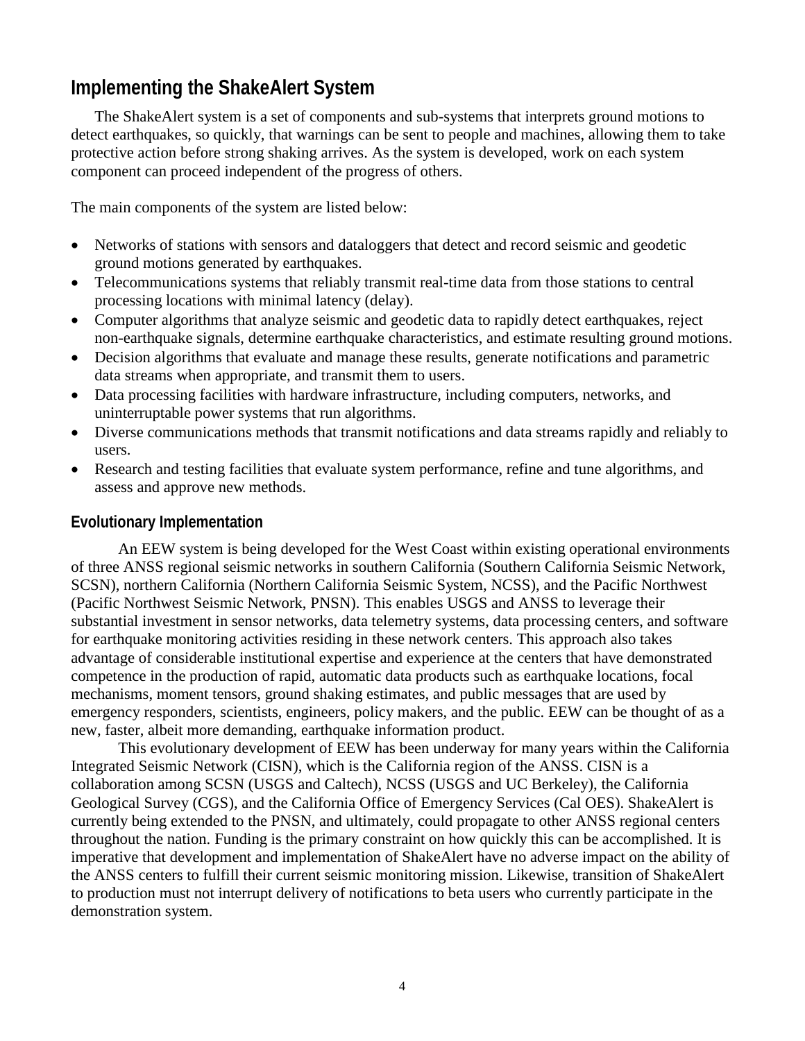## Implementing the ShakeAlert System

The ShakeAlert system is a set of components and sub-systems that interprets ground motions to detect earthquakes, so quickly, that warnings can be sent to people and machines, allowing them to take protective action before strong shaking arrives. As the system is developed, work on each system component can proceed independent of the progress of others.

The main components of the system are listed below:

- Networks of stations with sensors and dataloggers that detect and record seismic and geodetic ground motions generated by earthquakes.
- Telecommunications systems that reliably transmit real-time data from those stations to central processing locations with minimal latency (delay).
- Computer algorithms that analyze seismic and geodetic data to rapidly detect earthquakes, reject non-earthquake signals, determine earthquake characteristics, and estimate resulting ground motions.
- Decision algorithms that evaluate and manage these results, generate notifications and parametric data streams when appropriate, and transmit them to users.
- Data processing facilities with hardware infrastructure, including computers, networks, and uninterruptable power systems that run algorithms.
- Diverse communications methods that transmit notifications and data streams rapidly and reliably to users.
- Research and testing facilities that evaluate system performance, refine and tune algorithms, and assess and approve new methods.

### Evolutionary Implementation

An EEW system is being developed for the West Coast within existing operational environments of three ANSS regional seismic networks in southern California (Southern California Seismic Network, SCSN), northern California (Northern California Seismic System, NCSS), and the Pacific Northwest (Pacific Northwest Seismic Network, PNSN). This enables USGS and ANSS to leverage their substantial investment in sensor networks, data telemetry systems, data processing centers, and software for earthquake monitoring activities residing in these network centers. This approach also takes advantage of considerable institutional expertise and experience at the centers that have demonstrated competence in the production of rapid, automatic data products such as earthquake locations, focal mechanisms, moment tensors, ground shaking estimates, and public messages that are used by emergency responders, scientists, engineers, policy makers, and the public. EEW can be thought of as a new, faster, albeit more demanding, earthquake information product.

This evolutionary development of EEW has been underway for many years within the California Integrated Seismic Network (CISN), which is the California region of the ANSS. CISN is a collaboration among SCSN (USGS and Caltech), NCSS (USGS and UC Berkeley), the California Geological Survey (CGS), and the California Office of Emergency Services (Cal OES). ShakeAlert is currently being extended to the PNSN, and ultimately, could propagate to other ANSS regional centers throughout the nation. Funding is the primary constraint on how quickly this can be accomplished. It is imperative that development and implementation of ShakeAlert have no adverse impact on the ability of the ANSS centers to fulfill their current seismic monitoring mission. Likewise, transition of ShakeAlert to production must not interrupt delivery of notifications to beta users who currently participate in the demonstration system.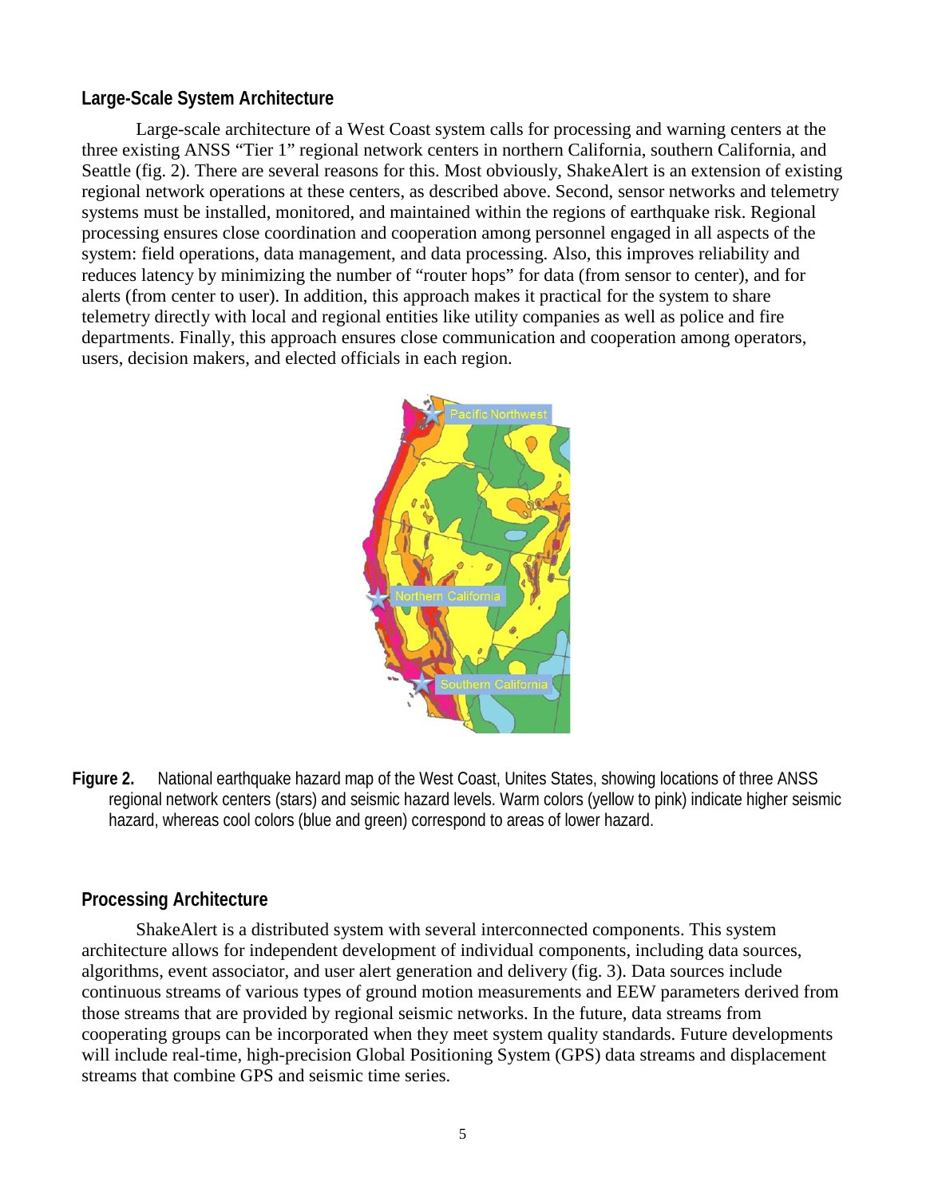## Large-Scale System Architecture

Large-scale architecture of a West Coast system calls for processing and warning centers at the three existing ANSS “Tier 1” regional network centers in northern California, southern California, and Seattle (fig. 2). There are several reasons for this. Most obviously, ShakeAlert is an extension of existing regional network operations at these centers, as described above. Second, sensor networks and telemetry systems must be installed, monitored, and maintained within the regions of earthquake risk. Regional processing ensures close coordination and cooperation among personnel engaged in all aspects of the system: field operations, data management, and data processing. Also, this improves reliability and reduces latency by minimizing the number of “router hops” for data (from sensor to center), and for alerts (from center to user). In addition, this approach makes it practical for the system to share telemetry directly with local and regional entities like utility companies as well as police and fire departments. Finally, this approach ensures close communication and cooperation among operators, users, decision makers, and elected officials in each region.

**Figure 2.** National earthquake hazard map of the West Coast, Unites States, showing locations of three ANSS regional network centers (stars) and seismic hazard levels. Warm colors (yellow to pink) indicate higher seismic hazard, whereas cool colors (blue and green) correspond to areas of lower hazard.

## Processing Architecture

ShakeAlert is a distributed system with several interconnected components. This system architecture allows for independent development of individual components, including data sources, algorithms, event associator, and user alert generation and delivery (fig. 3). Data sources include continuous streams of various types of ground motion measurements and EEW parameters derived from those streams that are provided by regional seismic networks. In the future, data streams from cooperating groups can be incorporated when they meet system quality standards. Future developments will include real-time, high-precision Global Positioning System (GPS) data streams and displacement streams that combine GPS and seismic time series.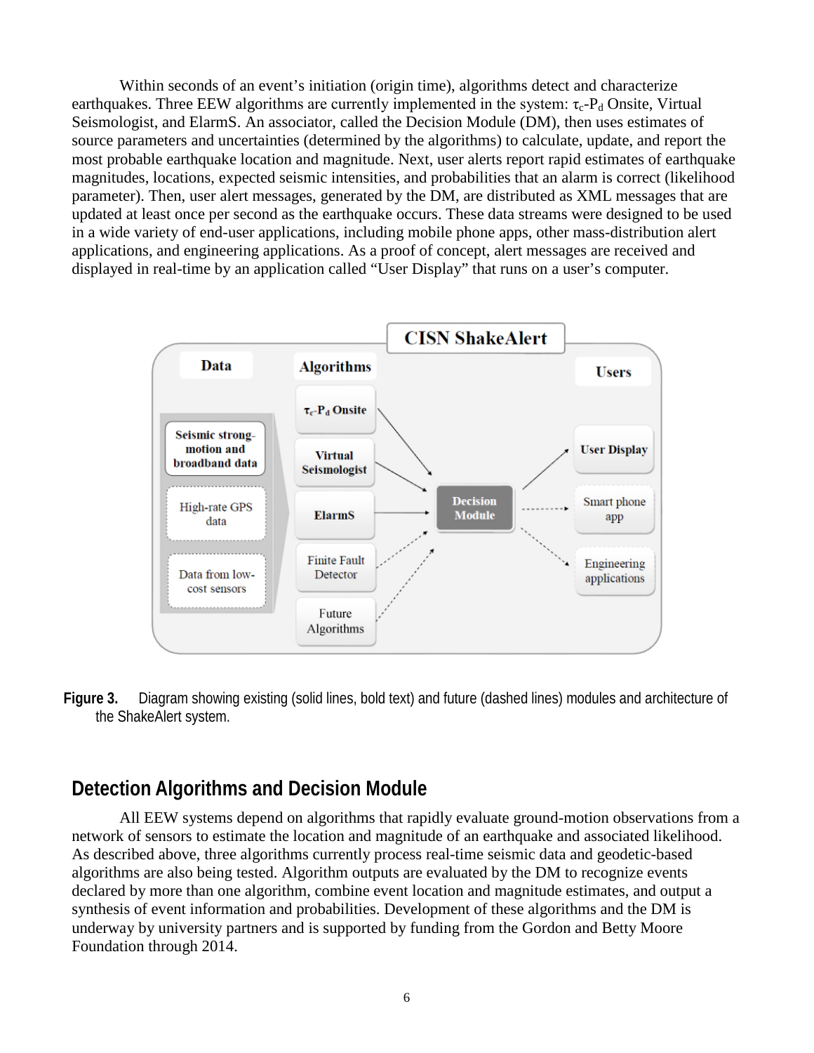Within seconds of an event's initiation (origin time), algorithms detect and characterize earthquakes. Three EEW algorithms are currently implemented in the system: $\tau_c$-$P_d$ Onsite, Virtual Seismologist, and ElarmS. An associator, called the Decision Module (DM), then uses estimates of source parameters and uncertainties (determined by the algorithms) to calculate, update, and report the most probable earthquake location and magnitude. Next, user alerts report rapid estimates of earthquake magnitudes, locations, expected seismic intensities, and probabilities that an alarm is correct (likelihood parameter). Then, user alert messages, generated by the DM, are distributed as XML messages that are updated at least once per second as the earthquake occurs. These data streams were designed to be used in a wide variety of end-user applications, including mobile phone apps, other mass-distribution alert applications, and engineering applications. As a proof of concept, alert messages are received and displayed in real-time by an application called "User Display" that runs on a user's computer.

**Figure 3.** Diagram showing existing (solid lines, bold text) and future (dashed lines) modules and architecture of the ShakeAlert system.

## Detection Algorithms and Decision Module

All EEW systems depend on algorithms that rapidly evaluate ground-motion observations from a network of sensors to estimate the location and magnitude of an earthquake and associated likelihood. As described above, three algorithms currently process real-time seismic data and geodetic-based algorithms are also being tested. Algorithm outputs are evaluated by the DM to recognize events declared by more than one algorithm, combine event location and magnitude estimates, and output a synthesis of event information and probabilities. Development of these algorithms and the DM is underway by university partners and is supported by funding from the Gordon and Betty Moore Foundation through 2014.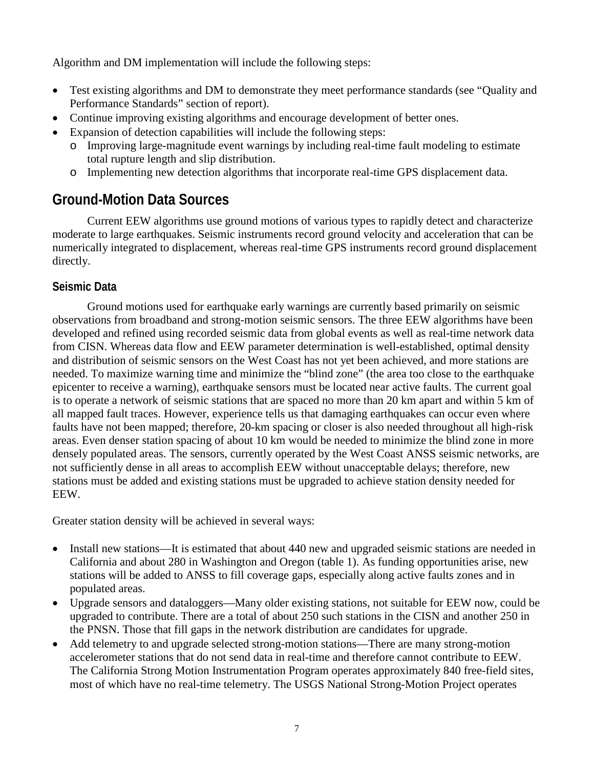Algorithm and DM implementation will include the following steps:

- Test existing algorithms and DM to demonstrate they meet performance standards (see “Quality and Performance Standards” section of report).
- Continue improving existing algorithms and encourage development of better ones.
- Expansion of detection capabilities will include the following steps:
  - Improving large-magnitude event warnings by including real-time fault modeling to estimate total rupture length and slip distribution.
  - Implementing new detection algorithms that incorporate real-time GPS displacement data.

## Ground-Motion Data Sources

Current EEW algorithms use ground motions of various types to rapidly detect and characterize moderate to large earthquakes. Seismic instruments record ground velocity and acceleration that can be numerically integrated to displacement, whereas real-time GPS instruments record ground displacement directly.

### Seismic Data

Ground motions used for earthquake early warnings are currently based primarily on seismic observations from broadband and strong-motion seismic sensors. The three EEW algorithms have been developed and refined using recorded seismic data from global events as well as real-time network data from CISN. Whereas data flow and EEW parameter determination is well-established, optimal density and distribution of seismic sensors on the West Coast has not yet been achieved, and more stations are needed. To maximize warning time and minimize the “blind zone” (the area too close to the earthquake epicenter to receive a warning), earthquake sensors must be located near active faults. The current goal is to operate a network of seismic stations that are spaced no more than 20 km apart and within 5 km of all mapped fault traces. However, experience tells us that damaging earthquakes can occur even where faults have not been mapped; therefore, 20-km spacing or closer is also needed throughout all high-risk areas. Even denser station spacing of about 10 km would be needed to minimize the blind zone in more densely populated areas. The sensors, currently operated by the West Coast ANSS seismic networks, are not sufficiently dense in all areas to accomplish EEW without unacceptable delays; therefore, new stations must be added and existing stations must be upgraded to achieve station density needed for EEW.

Greater station density will be achieved in several ways:

- Install new stations—It is estimated that about 440 new and upgraded seismic stations are needed in California and about 280 in Washington and Oregon (table 1). As funding opportunities arise, new stations will be added to ANSS to fill coverage gaps, especially along active faults zones and in populated areas.
- Upgrade sensors and dataloggers—Many older existing stations, not suitable for EEW now, could be upgraded to contribute. There are a total of about 250 such stations in the CISN and another 250 in the PNSN. Those that fill gaps in the network distribution are candidates for upgrade.
- Add telemetry to and upgrade selected strong-motion stations—There are many strong-motion accelerometer stations that do not send data in real-time and therefore cannot contribute to EEW. The California Strong Motion Instrumentation Program operates approximately 840 free-field sites, most of which have no real-time telemetry. The USGS National Strong-Motion Project operates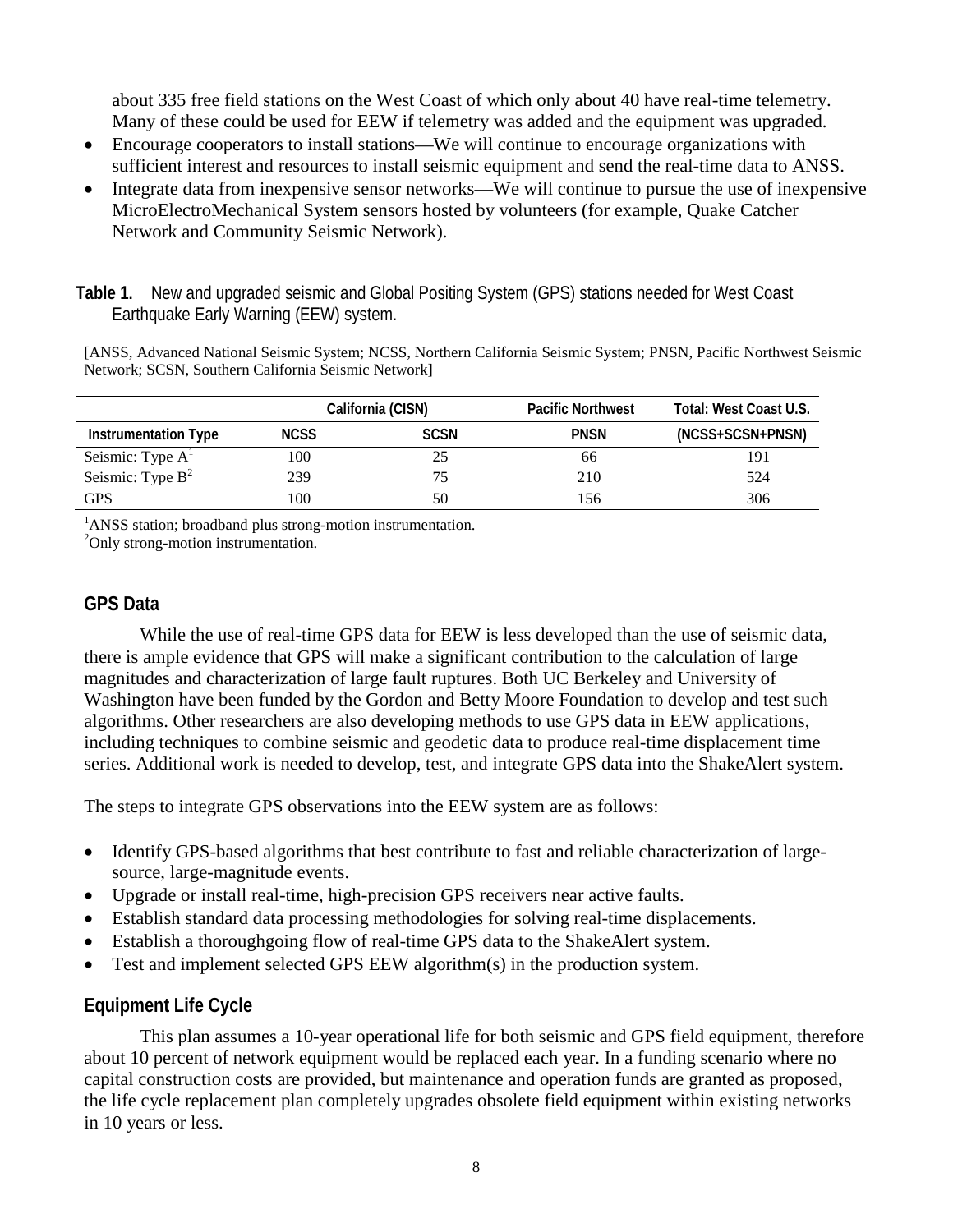about 335 free field stations on the West Coast of which only about 40 have real-time telemetry. Many of these could be used for EEW if telemetry was added and the equipment was upgraded.

- Encourage cooperators to install stations—We will continue to encourage organizations with sufficient interest and resources to install seismic equipment and send the real-time data to ANSS.
- Integrate data from inexpensive sensor networks—We will continue to pursue the use of inexpensive MicroElectroMechanical System sensors hosted by volunteers (for example, Quake Catcher Network and Community Seismic Network).

**Table 1.** New and upgraded seismic and Global Positing System (GPS) stations needed for West Coast Earthquake Early Warning (EEW) system.

[ANSS, Advanced National Seismic System; NCSS, Northern California Seismic System; PNSN, Pacific Northwest Seismic Network; SCSN, Southern California Seismic Network]

| | California (CISN) | | Pacific Northwest | Total: West Coast U.S. |
|---|---|---|---|---|
| **Instrumentation Type** | **NCSS** | **SCSN** | **PNSN** | **(NCSS+SCSN+PNSN)** |
| Seismic: Type A[1] | 100 | 25 | 66 | 191 |
| Seismic: Type B[2] | 239 | 75 | 210 | 524 |
| GPS | 100 | 50 | 156 | 306 |

[1]ANSS station; broadband plus strong-motion instrumentation.
[2]Only strong-motion instrumentation.

### GPS Data

While the use of real-time GPS data for EEW is less developed than the use of seismic data, there is ample evidence that GPS will make a significant contribution to the calculation of large magnitudes and characterization of large fault ruptures. Both UC Berkeley and University of Washington have been funded by the Gordon and Betty Moore Foundation to develop and test such algorithms. Other researchers are also developing methods to use GPS data in EEW applications, including techniques to combine seismic and geodetic data to produce real-time displacement time series. Additional work is needed to develop, test, and integrate GPS data into the ShakeAlert system.

The steps to integrate GPS observations into the EEW system are as follows:

- Identify GPS-based algorithms that best contribute to fast and reliable characterization of large-source, large-magnitude events.
- Upgrade or install real-time, high-precision GPS receivers near active faults.
- Establish standard data processing methodologies for solving real-time displacements.
- Establish a thoroughgoing flow of real-time GPS data to the ShakeAlert system.
- Test and implement selected GPS EEW algorithm(s) in the production system.

### Equipment Life Cycle

This plan assumes a 10-year operational life for both seismic and GPS field equipment, therefore about 10 percent of network equipment would be replaced each year. In a funding scenario where no capital construction costs are provided, but maintenance and operation funds are granted as proposed, the life cycle replacement plan completely upgrades obsolete field equipment within existing networks in 10 years or less.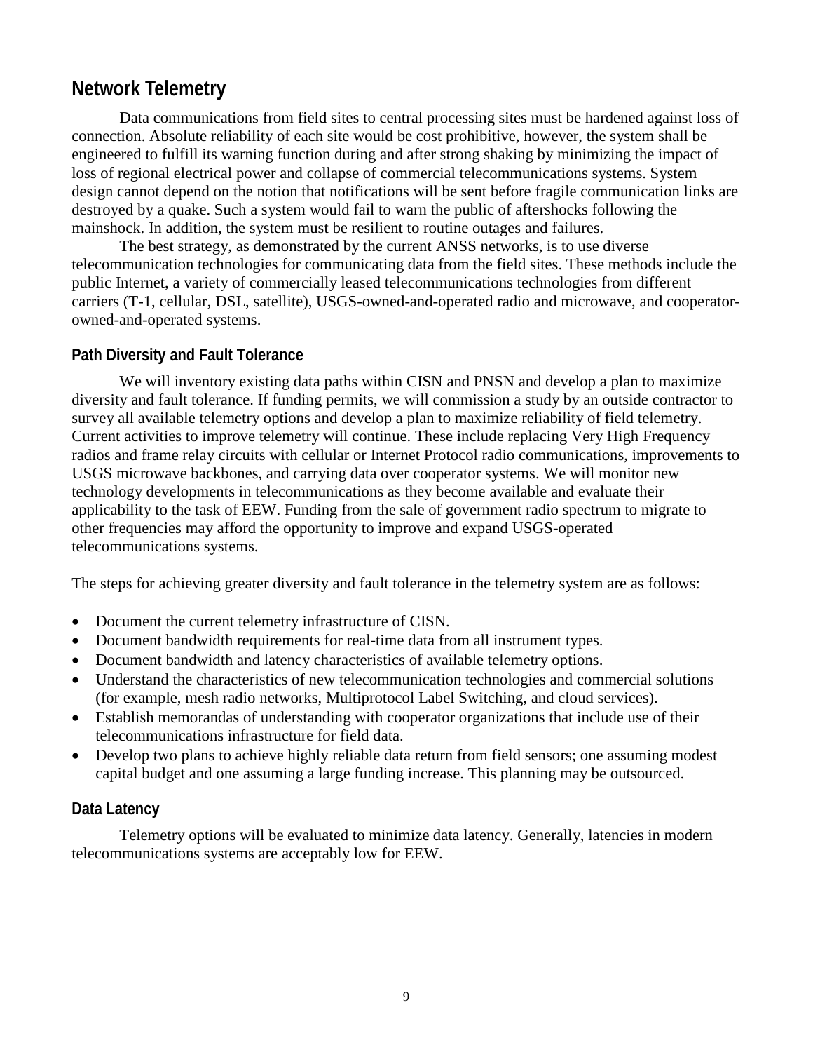## Network Telemetry

Data communications from field sites to central processing sites must be hardened against loss of connection. Absolute reliability of each site would be cost prohibitive, however, the system shall be engineered to fulfill its warning function during and after strong shaking by minimizing the impact of loss of regional electrical power and collapse of commercial telecommunications systems. System design cannot depend on the notion that notifications will be sent before fragile communication links are destroyed by a quake. Such a system would fail to warn the public of aftershocks following the mainshock. In addition, the system must be resilient to routine outages and failures.

The best strategy, as demonstrated by the current ANSS networks, is to use diverse telecommunication technologies for communicating data from the field sites. These methods include the public Internet, a variety of commercially leased telecommunications technologies from different carriers (T-1, cellular, DSL, satellite), USGS-owned-and-operated radio and microwave, and cooperator-owned-and-operated systems.

### Path Diversity and Fault Tolerance

We will inventory existing data paths within CISN and PNSN and develop a plan to maximize diversity and fault tolerance. If funding permits, we will commission a study by an outside contractor to survey all available telemetry options and develop a plan to maximize reliability of field telemetry. Current activities to improve telemetry will continue. These include replacing Very High Frequency radios and frame relay circuits with cellular or Internet Protocol radio communications, improvements to USGS microwave backbones, and carrying data over cooperator systems. We will monitor new technology developments in telecommunications as they become available and evaluate their applicability to the task of EEW. Funding from the sale of government radio spectrum to migrate to other frequencies may afford the opportunity to improve and expand USGS-operated telecommunications systems.

The steps for achieving greater diversity and fault tolerance in the telemetry system are as follows:

- Document the current telemetry infrastructure of CISN.
- Document bandwidth requirements for real-time data from all instrument types.
- Document bandwidth and latency characteristics of available telemetry options.
- Understand the characteristics of new telecommunication technologies and commercial solutions (for example, mesh radio networks, Multiprotocol Label Switching, and cloud services).
- Establish memorandas of understanding with cooperator organizations that include use of their telecommunications infrastructure for field data.
- Develop two plans to achieve highly reliable data return from field sensors; one assuming modest capital budget and one assuming a large funding increase. This planning may be outsourced.

### Data Latency

Telemetry options will be evaluated to minimize data latency. Generally, latencies in modern telecommunications systems are acceptably low for EEW.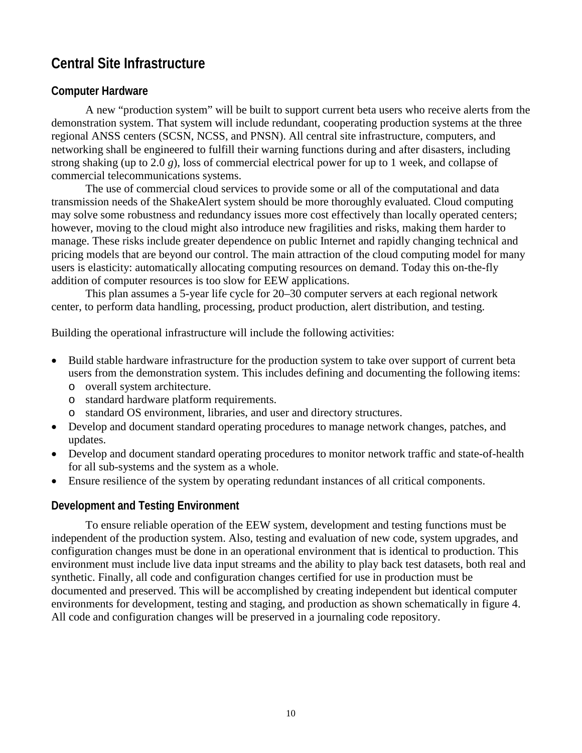## Central Site Infrastructure

### Computer Hardware

A new "production system" will be built to support current beta users who receive alerts from the demonstration system. That system will include redundant, cooperating production systems at the three regional ANSS centers (SCSN, NCSS, and PNSN). All central site infrastructure, computers, and networking shall be engineered to fulfill their warning functions during and after disasters, including strong shaking (up to 2.0 *g*), loss of commercial electrical power for up to 1 week, and collapse of commercial telecommunications systems.

The use of commercial cloud services to provide some or all of the computational and data transmission needs of the ShakeAlert system should be more thoroughly evaluated. Cloud computing may solve some robustness and redundancy issues more cost effectively than locally operated centers; however, moving to the cloud might also introduce new fragilities and risks, making them harder to manage. These risks include greater dependence on public Internet and rapidly changing technical and pricing models that are beyond our control. The main attraction of the cloud computing model for many users is elasticity: automatically allocating computing resources on demand. Today this on-the-fly addition of computer resources is too slow for EEW applications.

This plan assumes a 5-year life cycle for 20–30 computer servers at each regional network center, to perform data handling, processing, product production, alert distribution, and testing.

Building the operational infrastructure will include the following activities:

- Build stable hardware infrastructure for the production system to take over support of current beta users from the demonstration system. This includes defining and documenting the following items:
  - overall system architecture.
  - standard hardware platform requirements.
  - standard OS environment, libraries, and user and directory structures.
- Develop and document standard operating procedures to manage network changes, patches, and updates.
- Develop and document standard operating procedures to monitor network traffic and state-of-health for all sub-systems and the system as a whole.
- Ensure resilience of the system by operating redundant instances of all critical components.

### Development and Testing Environment

To ensure reliable operation of the EEW system, development and testing functions must be independent of the production system. Also, testing and evaluation of new code, system upgrades, and configuration changes must be done in an operational environment that is identical to production. This environment must include live data input streams and the ability to play back test datasets, both real and synthetic. Finally, all code and configuration changes certified for use in production must be documented and preserved. This will be accomplished by creating independent but identical computer environments for development, testing and staging, and production as shown schematically in figure 4. All code and configuration changes will be preserved in a journaling code repository.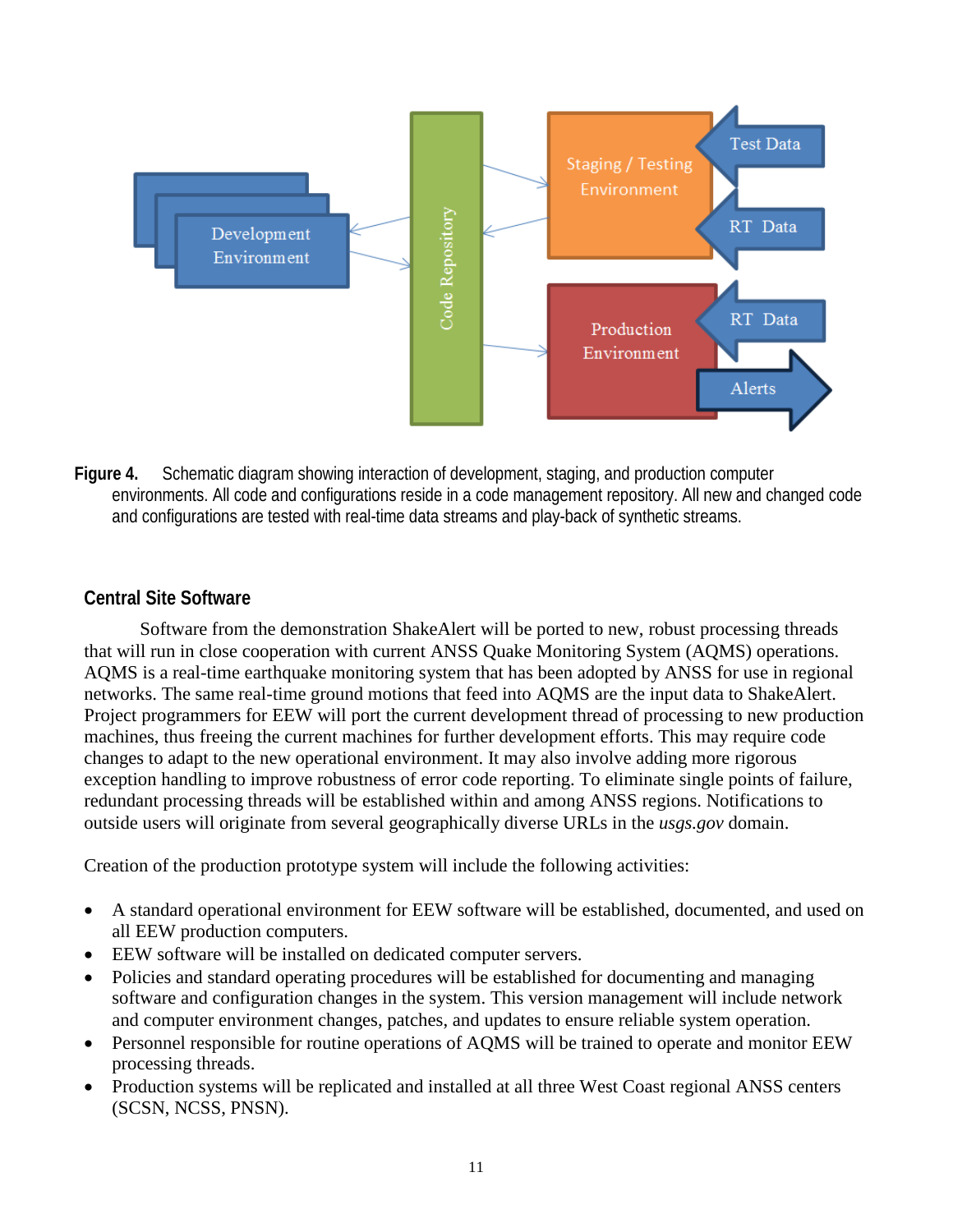**Figure 4.** Schematic diagram showing interaction of development, staging, and production computer environments. All code and configurations reside in a code management repository. All new and changed code and configurations are tested with real-time data streams and play-back of synthetic streams.

### Central Site Software

Software from the demonstration ShakeAlert will be ported to new, robust processing threads that will run in close cooperation with current ANSS Quake Monitoring System (AQMS) operations. AQMS is a real-time earthquake monitoring system that has been adopted by ANSS for use in regional networks. The same real-time ground motions that feed into AQMS are the input data to ShakeAlert. Project programmers for EEW will port the current development thread of processing to new production machines, thus freeing the current machines for further development efforts. This may require code changes to adapt to the new operational environment. It may also involve adding more rigorous exception handling to improve robustness of error code reporting. To eliminate single points of failure, redundant processing threads will be established within and among ANSS regions. Notifications to outside users will originate from several geographically diverse URLs in the *usgs.gov* domain.

Creation of the production prototype system will include the following activities:

- A standard operational environment for EEW software will be established, documented, and used on all EEW production computers.
- EEW software will be installed on dedicated computer servers.
- Policies and standard operating procedures will be established for documenting and managing software and configuration changes in the system. This version management will include network and computer environment changes, patches, and updates to ensure reliable system operation.
- Personnel responsible for routine operations of AQMS will be trained to operate and monitor EEW processing threads.
- Production systems will be replicated and installed at all three West Coast regional ANSS centers (SCSN, NCSS, PNSN).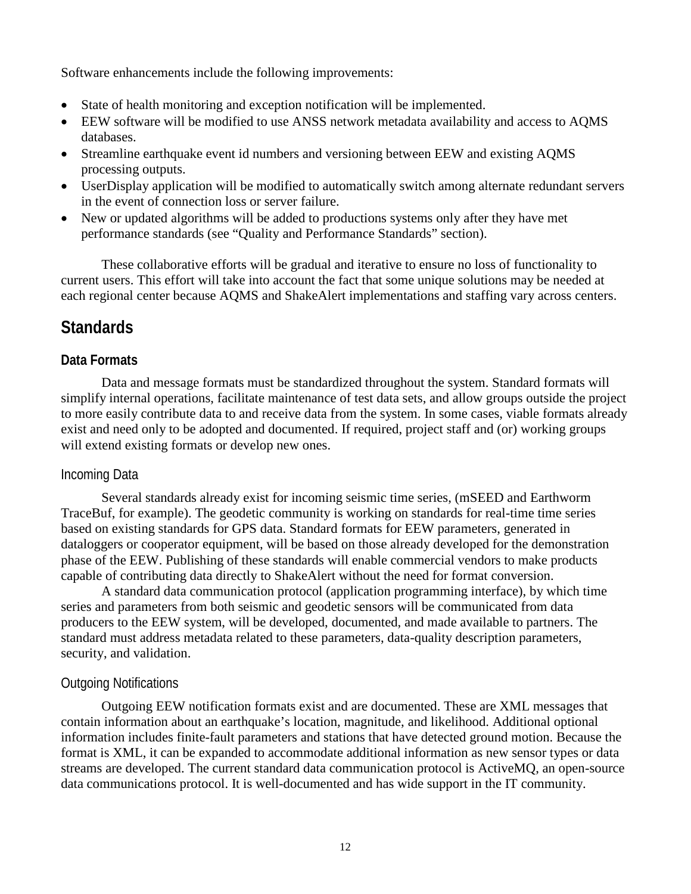Software enhancements include the following improvements:

- State of health monitoring and exception notification will be implemented.
- EEW software will be modified to use ANSS network metadata availability and access to AQMS databases.
- Streamline earthquake event id numbers and versioning between EEW and existing AQMS processing outputs.
- UserDisplay application will be modified to automatically switch among alternate redundant servers in the event of connection loss or server failure.
- New or updated algorithms will be added to productions systems only after they have met performance standards (see "Quality and Performance Standards" section).

These collaborative efforts will be gradual and iterative to ensure no loss of functionality to current users. This effort will take into account the fact that some unique solutions may be needed at each regional center because AQMS and ShakeAlert implementations and staffing vary across centers.

## Standards

### Data Formats

Data and message formats must be standardized throughout the system. Standard formats will simplify internal operations, facilitate maintenance of test data sets, and allow groups outside the project to more easily contribute data to and receive data from the system. In some cases, viable formats already exist and need only to be adopted and documented. If required, project staff and (or) working groups will extend existing formats or develop new ones.

#### Incoming Data

Several standards already exist for incoming seismic time series, (mSEED and Earthworm TraceBuf, for example). The geodetic community is working on standards for real-time time series based on existing standards for GPS data. Standard formats for EEW parameters, generated in dataloggers or cooperator equipment, will be based on those already developed for the demonstration phase of the EEW. Publishing of these standards will enable commercial vendors to make products capable of contributing data directly to ShakeAlert without the need for format conversion.

A standard data communication protocol (application programming interface), by which time series and parameters from both seismic and geodetic sensors will be communicated from data producers to the EEW system, will be developed, documented, and made available to partners. The standard must address metadata related to these parameters, data-quality description parameters, security, and validation.

#### Outgoing Notifications

Outgoing EEW notification formats exist and are documented. These are XML messages that contain information about an earthquake's location, magnitude, and likelihood. Additional optional information includes finite-fault parameters and stations that have detected ground motion. Because the format is XML, it can be expanded to accommodate additional information as new sensor types or data streams are developed. The current standard data communication protocol is ActiveMQ, an open-source data communications protocol. It is well-documented and has wide support in the IT community.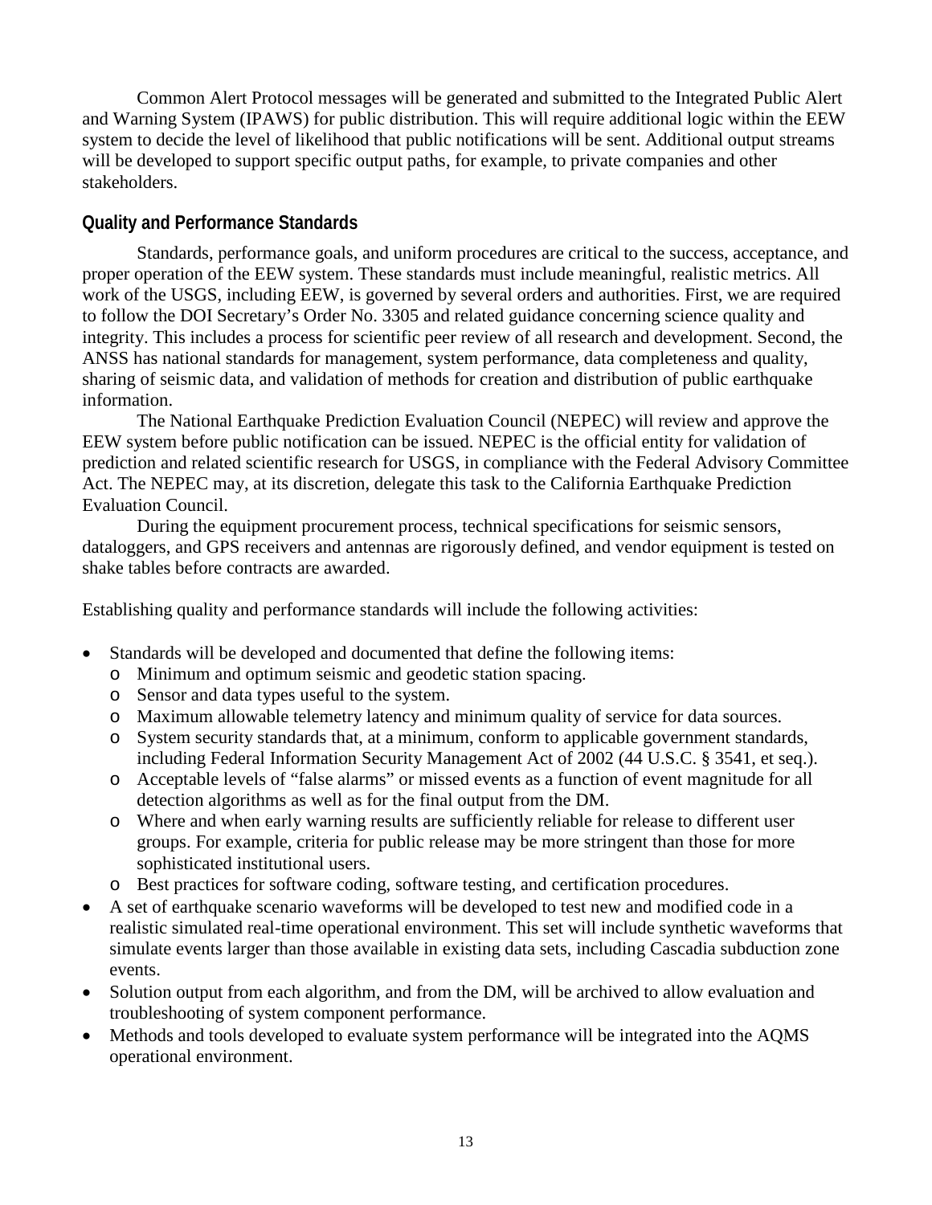Common Alert Protocol messages will be generated and submitted to the Integrated Public Alert and Warning System (IPAWS) for public distribution. This will require additional logic within the EEW system to decide the level of likelihood that public notifications will be sent. Additional output streams will be developed to support specific output paths, for example, to private companies and other stakeholders.

## Quality and Performance Standards

Standards, performance goals, and uniform procedures are critical to the success, acceptance, and proper operation of the EEW system. These standards must include meaningful, realistic metrics. All work of the USGS, including EEW, is governed by several orders and authorities. First, we are required to follow the DOI Secretary's Order No. 3305 and related guidance concerning science quality and integrity. This includes a process for scientific peer review of all research and development. Second, the ANSS has national standards for management, system performance, data completeness and quality, sharing of seismic data, and validation of methods for creation and distribution of public earthquake information.

The National Earthquake Prediction Evaluation Council (NEPEC) will review and approve the EEW system before public notification can be issued. NEPEC is the official entity for validation of prediction and related scientific research for USGS, in compliance with the Federal Advisory Committee Act. The NEPEC may, at its discretion, delegate this task to the California Earthquake Prediction Evaluation Council.

During the equipment procurement process, technical specifications for seismic sensors, dataloggers, and GPS receivers and antennas are rigorously defined, and vendor equipment is tested on shake tables before contracts are awarded.

Establishing quality and performance standards will include the following activities:

- Standards will be developed and documented that define the following items:
  - Minimum and optimum seismic and geodetic station spacing.
  - Sensor and data types useful to the system.
  - Maximum allowable telemetry latency and minimum quality of service for data sources.
  - System security standards that, at a minimum, conform to applicable government standards, including Federal Information Security Management Act of 2002 (44 U.S.C. § 3541, et seq.).
  - Acceptable levels of "false alarms" or missed events as a function of event magnitude for all detection algorithms as well as for the final output from the DM.
  - Where and when early warning results are sufficiently reliable for release to different user groups. For example, criteria for public release may be more stringent than those for more sophisticated institutional users.
  - Best practices for software coding, software testing, and certification procedures.
- A set of earthquake scenario waveforms will be developed to test new and modified code in a realistic simulated real-time operational environment. This set will include synthetic waveforms that simulate events larger than those available in existing data sets, including Cascadia subduction zone events.
- Solution output from each algorithm, and from the DM, will be archived to allow evaluation and troubleshooting of system component performance.
- Methods and tools developed to evaluate system performance will be integrated into the AQMS operational environment.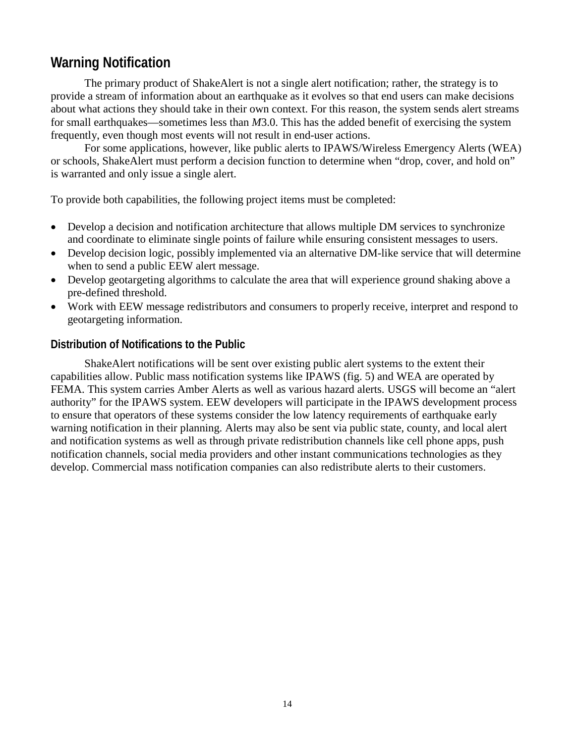## Warning Notification

The primary product of ShakeAlert is not a single alert notification; rather, the strategy is to provide a stream of information about an earthquake as it evolves so that end users can make decisions about what actions they should take in their own context. For this reason, the system sends alert streams for small earthquakes—sometimes less than *M*3.0. This has the added benefit of exercising the system frequently, even though most events will not result in end-user actions.

For some applications, however, like public alerts to IPAWS/Wireless Emergency Alerts (WEA) or schools, ShakeAlert must perform a decision function to determine when "drop, cover, and hold on" is warranted and only issue a single alert.

To provide both capabilities, the following project items must be completed:

- Develop a decision and notification architecture that allows multiple DM services to synchronize and coordinate to eliminate single points of failure while ensuring consistent messages to users.
- Develop decision logic, possibly implemented via an alternative DM-like service that will determine when to send a public EEW alert message.
- Develop geotargeting algorithms to calculate the area that will experience ground shaking above a pre-defined threshold.
- Work with EEW message redistributors and consumers to properly receive, interpret and respond to geotargeting information.

### Distribution of Notifications to the Public

ShakeAlert notifications will be sent over existing public alert systems to the extent their capabilities allow. Public mass notification systems like IPAWS (fig. 5) and WEA are operated by FEMA. This system carries Amber Alerts as well as various hazard alerts. USGS will become an "alert authority" for the IPAWS system. EEW developers will participate in the IPAWS development process to ensure that operators of these systems consider the low latency requirements of earthquake early warning notification in their planning. Alerts may also be sent via public state, county, and local alert and notification systems as well as through private redistribution channels like cell phone apps, push notification channels, social media providers and other instant communications technologies as they develop. Commercial mass notification companies can also redistribute alerts to their customers.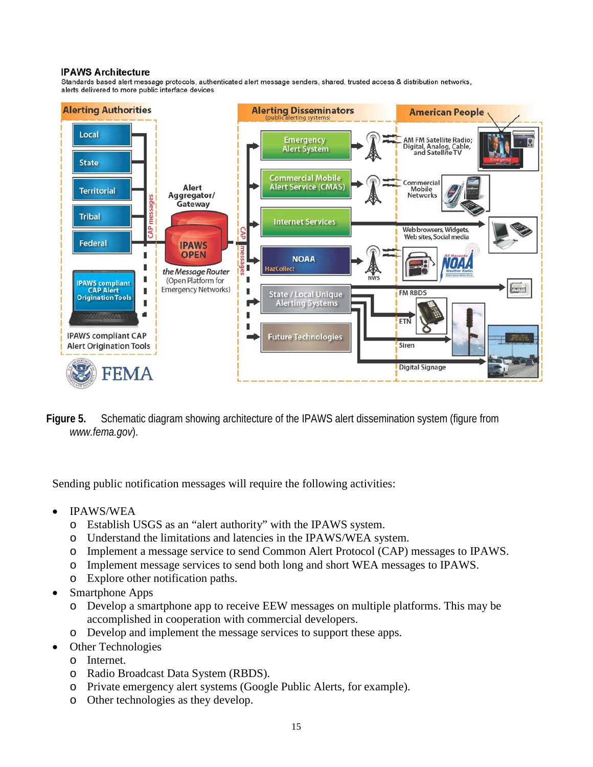**IPAWS Architecture**

Standards based alert message protocols, authenticated alert message senders, shared, trusted access & distribution networks, alerts delivered to more public interface devices

**Figure 5.** Schematic diagram showing architecture of the IPAWS alert dissemination system (figure from *www.fema.gov*).

Sending public notification messages will require the following activities:

- IPAWS/WEA
  - Establish USGS as an "alert authority" with the IPAWS system.
  - Understand the limitations and latencies in the IPAWS/WEA system.
  - Implement a message service to send Common Alert Protocol (CAP) messages to IPAWS.
  - Implement message services to send both long and short WEA messages to IPAWS.
  - Explore other notification paths.
- Smartphone Apps
  - Develop a smartphone app to receive EEW messages on multiple platforms. This may be accomplished in cooperation with commercial developers.
  - Develop and implement the message services to support these apps.
- Other Technologies
  - Internet.
  - Radio Broadcast Data System (RBDS).
  - Private emergency alert systems (Google Public Alerts, for example).
  - Other technologies as they develop.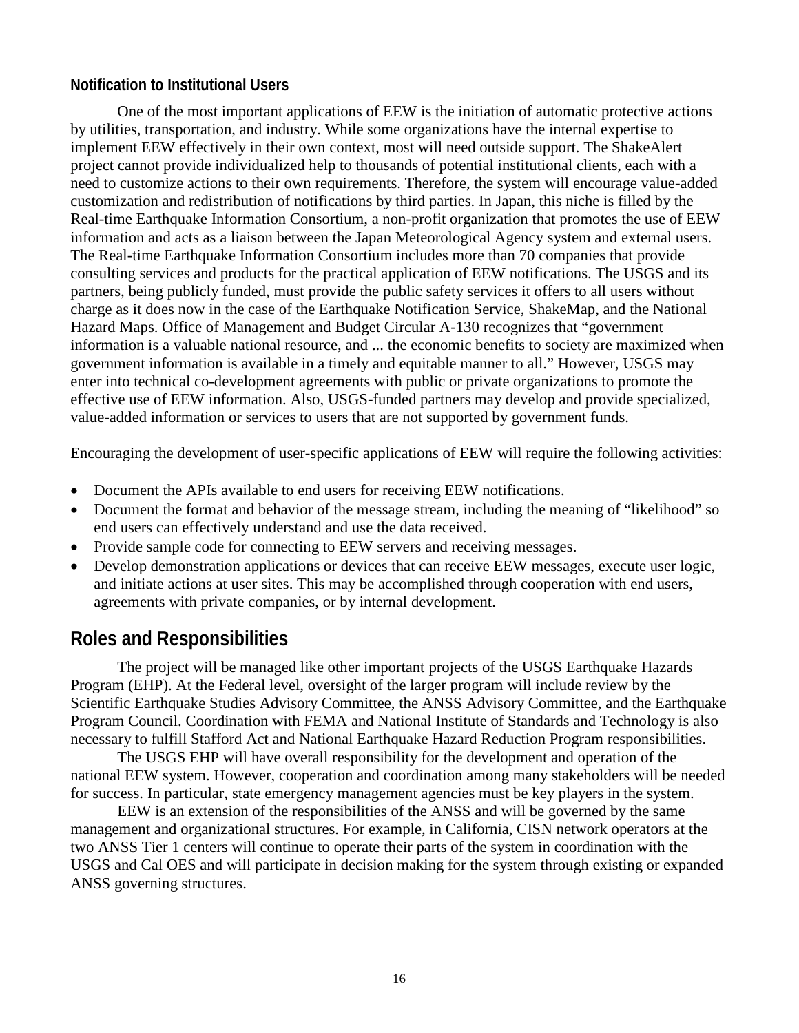### Notification to Institutional Users

One of the most important applications of EEW is the initiation of automatic protective actions by utilities, transportation, and industry. While some organizations have the internal expertise to implement EEW effectively in their own context, most will need outside support. The ShakeAlert project cannot provide individualized help to thousands of potential institutional clients, each with a need to customize actions to their own requirements. Therefore, the system will encourage value-added customization and redistribution of notifications by third parties. In Japan, this niche is filled by the Real-time Earthquake Information Consortium, a non-profit organization that promotes the use of EEW information and acts as a liaison between the Japan Meteorological Agency system and external users. The Real-time Earthquake Information Consortium includes more than 70 companies that provide consulting services and products for the practical application of EEW notifications. The USGS and its partners, being publicly funded, must provide the public safety services it offers to all users without charge as it does now in the case of the Earthquake Notification Service, ShakeMap, and the National Hazard Maps. Office of Management and Budget Circular A-130 recognizes that "government information is a valuable national resource, and ... the economic benefits to society are maximized when government information is available in a timely and equitable manner to all." However, USGS may enter into technical co-development agreements with public or private organizations to promote the effective use of EEW information. Also, USGS-funded partners may develop and provide specialized, value-added information or services to users that are not supported by government funds.

Encouraging the development of user-specific applications of EEW will require the following activities:

- Document the APIs available to end users for receiving EEW notifications.
- Document the format and behavior of the message stream, including the meaning of "likelihood" so end users can effectively understand and use the data received.
- Provide sample code for connecting to EEW servers and receiving messages.
- Develop demonstration applications or devices that can receive EEW messages, execute user logic, and initiate actions at user sites. This may be accomplished through cooperation with end users, agreements with private companies, or by internal development.

## Roles and Responsibilities

The project will be managed like other important projects of the USGS Earthquake Hazards Program (EHP). At the Federal level, oversight of the larger program will include review by the Scientific Earthquake Studies Advisory Committee, the ANSS Advisory Committee, and the Earthquake Program Council. Coordination with FEMA and National Institute of Standards and Technology is also necessary to fulfill Stafford Act and National Earthquake Hazard Reduction Program responsibilities.

The USGS EHP will have overall responsibility for the development and operation of the national EEW system. However, cooperation and coordination among many stakeholders will be needed for success. In particular, state emergency management agencies must be key players in the system.

EEW is an extension of the responsibilities of the ANSS and will be governed by the same management and organizational structures. For example, in California, CISN network operators at the two ANSS Tier 1 centers will continue to operate their parts of the system in coordination with the USGS and Cal OES and will participate in decision making for the system through existing or expanded ANSS governing structures.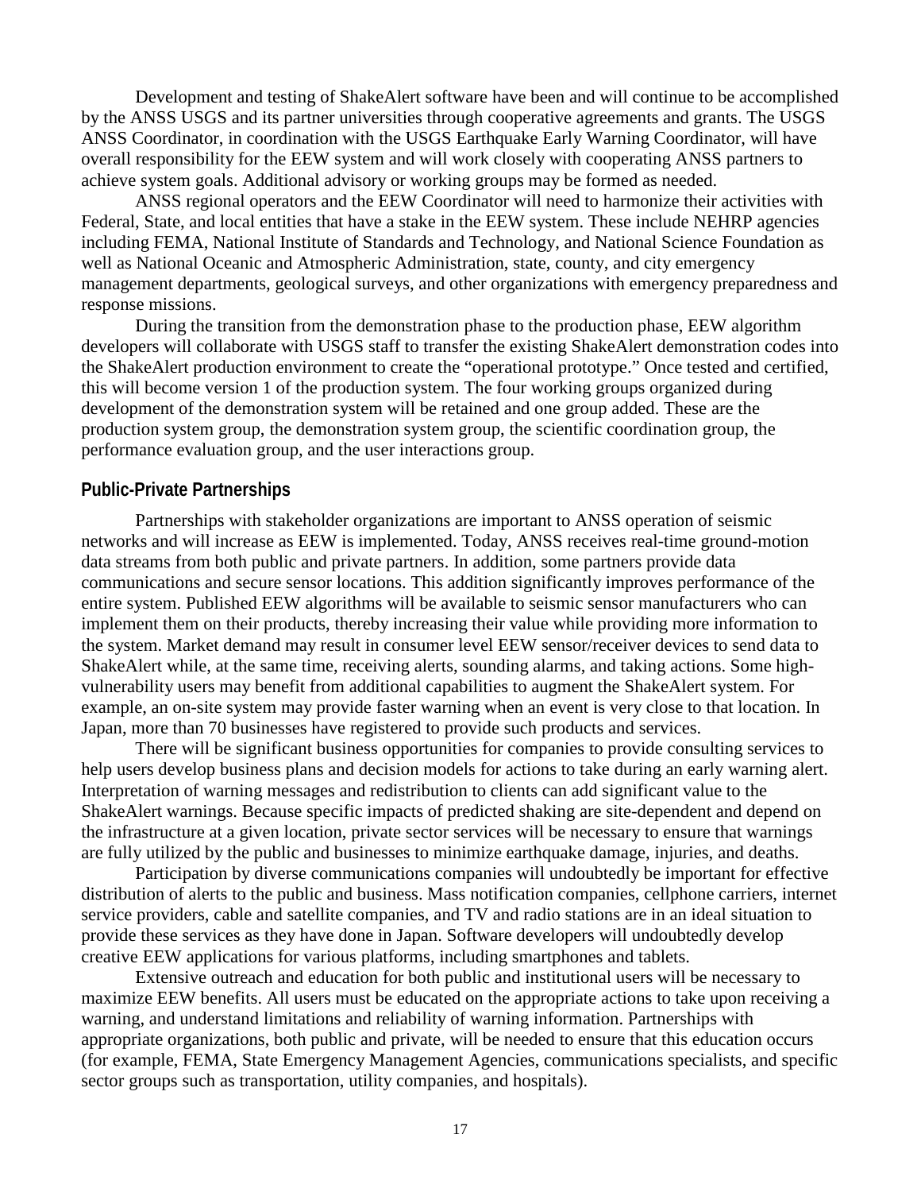Development and testing of ShakeAlert software have been and will continue to be accomplished by the ANSS USGS and its partner universities through cooperative agreements and grants. The USGS ANSS Coordinator, in coordination with the USGS Earthquake Early Warning Coordinator, will have overall responsibility for the EEW system and will work closely with cooperating ANSS partners to achieve system goals. Additional advisory or working groups may be formed as needed.

ANSS regional operators and the EEW Coordinator will need to harmonize their activities with Federal, State, and local entities that have a stake in the EEW system. These include NEHRP agencies including FEMA, National Institute of Standards and Technology, and National Science Foundation as well as National Oceanic and Atmospheric Administration, state, county, and city emergency management departments, geological surveys, and other organizations with emergency preparedness and response missions.

During the transition from the demonstration phase to the production phase, EEW algorithm developers will collaborate with USGS staff to transfer the existing ShakeAlert demonstration codes into the ShakeAlert production environment to create the "operational prototype." Once tested and certified, this will become version 1 of the production system. The four working groups organized during development of the demonstration system will be retained and one group added. These are the production system group, the demonstration system group, the scientific coordination group, the performance evaluation group, and the user interactions group.

### Public-Private Partnerships

Partnerships with stakeholder organizations are important to ANSS operation of seismic networks and will increase as EEW is implemented. Today, ANSS receives real-time ground-motion data streams from both public and private partners. In addition, some partners provide data communications and secure sensor locations. This addition significantly improves performance of the entire system. Published EEW algorithms will be available to seismic sensor manufacturers who can implement them on their products, thereby increasing their value while providing more information to the system. Market demand may result in consumer level EEW sensor/receiver devices to send data to ShakeAlert while, at the same time, receiving alerts, sounding alarms, and taking actions. Some high-vulnerability users may benefit from additional capabilities to augment the ShakeAlert system. For example, an on-site system may provide faster warning when an event is very close to that location. In Japan, more than 70 businesses have registered to provide such products and services.

There will be significant business opportunities for companies to provide consulting services to help users develop business plans and decision models for actions to take during an early warning alert. Interpretation of warning messages and redistribution to clients can add significant value to the ShakeAlert warnings. Because specific impacts of predicted shaking are site-dependent and depend on the infrastructure at a given location, private sector services will be necessary to ensure that warnings are fully utilized by the public and businesses to minimize earthquake damage, injuries, and deaths.

Participation by diverse communications companies will undoubtedly be important for effective distribution of alerts to the public and business. Mass notification companies, cellphone carriers, internet service providers, cable and satellite companies, and TV and radio stations are in an ideal situation to provide these services as they have done in Japan. Software developers will undoubtedly develop creative EEW applications for various platforms, including smartphones and tablets.

Extensive outreach and education for both public and institutional users will be necessary to maximize EEW benefits. All users must be educated on the appropriate actions to take upon receiving a warning, and understand limitations and reliability of warning information. Partnerships with appropriate organizations, both public and private, will be needed to ensure that this education occurs (for example, FEMA, State Emergency Management Agencies, communications specialists, and specific sector groups such as transportation, utility companies, and hospitals).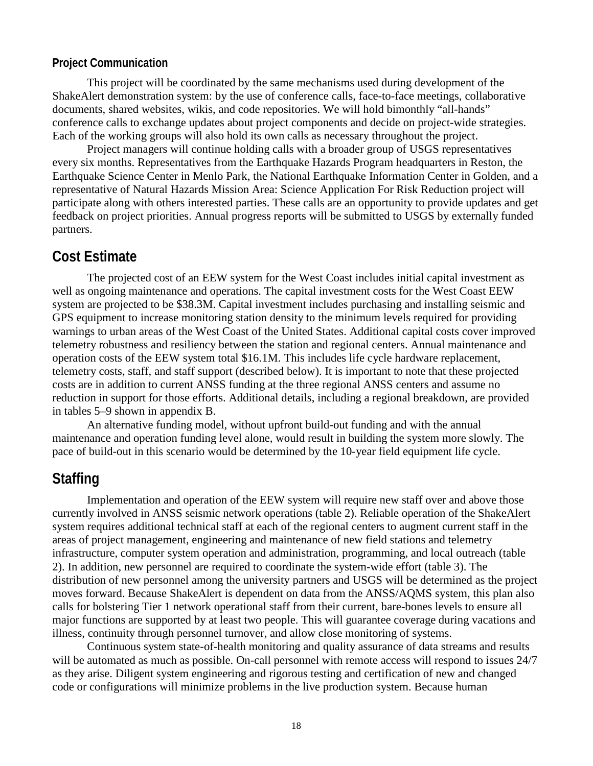### Project Communication

This project will be coordinated by the same mechanisms used during development of the ShakeAlert demonstration system: by the use of conference calls, face-to-face meetings, collaborative documents, shared websites, wikis, and code repositories. We will hold bimonthly "all-hands" conference calls to exchange updates about project components and decide on project-wide strategies. Each of the working groups will also hold its own calls as necessary throughout the project.

Project managers will continue holding calls with a broader group of USGS representatives every six months. Representatives from the Earthquake Hazards Program headquarters in Reston, the Earthquake Science Center in Menlo Park, the National Earthquake Information Center in Golden, and a representative of Natural Hazards Mission Area: Science Application For Risk Reduction project will participate along with others interested parties. These calls are an opportunity to provide updates and get feedback on project priorities. Annual progress reports will be submitted to USGS by externally funded partners.

## Cost Estimate

The projected cost of an EEW system for the West Coast includes initial capital investment as well as ongoing maintenance and operations. The capital investment costs for the West Coast EEW system are projected to be \$38.3M. Capital investment includes purchasing and installing seismic and GPS equipment to increase monitoring station density to the minimum levels required for providing warnings to urban areas of the West Coast of the United States. Additional capital costs cover improved telemetry robustness and resiliency between the station and regional centers. Annual maintenance and operation costs of the EEW system total \$16.1M. This includes life cycle hardware replacement, telemetry costs, staff, and staff support (described below). It is important to note that these projected costs are in addition to current ANSS funding at the three regional ANSS centers and assume no reduction in support for those efforts. Additional details, including a regional breakdown, are provided in tables 5–9 shown in appendix B.

An alternative funding model, without upfront build-out funding and with the annual maintenance and operation funding level alone, would result in building the system more slowly. The pace of build-out in this scenario would be determined by the 10-year field equipment life cycle.

## Staffing

Implementation and operation of the EEW system will require new staff over and above those currently involved in ANSS seismic network operations (table 2). Reliable operation of the ShakeAlert system requires additional technical staff at each of the regional centers to augment current staff in the areas of project management, engineering and maintenance of new field stations and telemetry infrastructure, computer system operation and administration, programming, and local outreach (table 2). In addition, new personnel are required to coordinate the system-wide effort (table 3). The distribution of new personnel among the university partners and USGS will be determined as the project moves forward. Because ShakeAlert is dependent on data from the ANSS/AQMS system, this plan also calls for bolstering Tier 1 network operational staff from their current, bare-bones levels to ensure all major functions are supported by at least two people. This will guarantee coverage during vacations and illness, continuity through personnel turnover, and allow close monitoring of systems.

Continuous system state-of-health monitoring and quality assurance of data streams and results will be automated as much as possible. On-call personnel with remote access will respond to issues 24/7 as they arise. Diligent system engineering and rigorous testing and certification of new and changed code or configurations will minimize problems in the live production system. Because human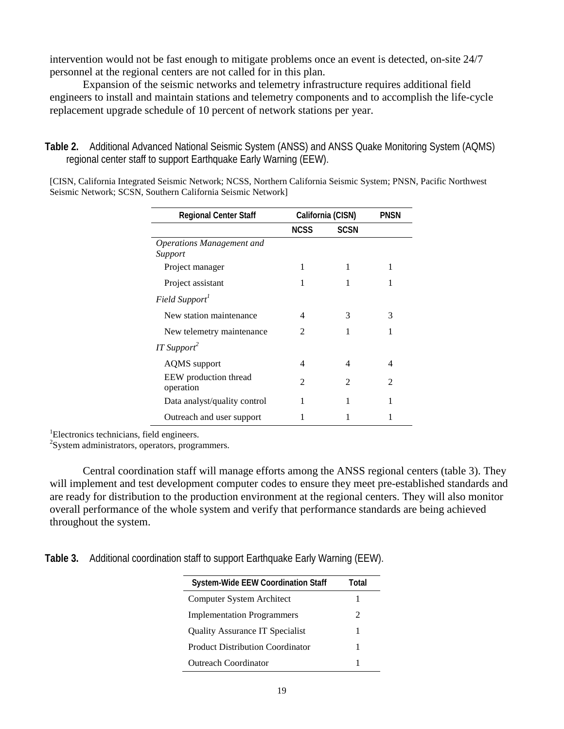intervention would not be fast enough to mitigate problems once an event is detected, on-site 24/7 personnel at the regional centers are not called for in this plan.

Expansion of the seismic networks and telemetry infrastructure requires additional field engineers to install and maintain stations and telemetry components and to accomplish the life-cycle replacement upgrade schedule of 10 percent of network stations per year.

**Table 2.** Additional Advanced National Seismic System (ANSS) and ANSS Quake Monitoring System (AQMS) regional center staff to support Earthquake Early Warning (EEW).

[CISN, California Integrated Seismic Network; NCSS, Northern California Seismic System; PNSN, Pacific Northwest Seismic Network; SCSN, Southern California Seismic Network]

| Regional Center Staff | California (CISN) | | PNSN |
|---|---|---|---|
| | NCSS | SCSN | |
| *Operations Management and Support* | | | |
| Project manager | 1 | 1 | 1 |
| Project assistant | 1 | 1 | 1 |
| *Field Support*[1] | | | |
| New station maintenance | 4 | 3 | 3 |
| New telemetry maintenance | 2 | 1 | 1 |
| *IT Support*[2] | | | |
| AQMS support | 4 | 4 | 4 |
| EEW production thread operation | 2 | 2 | 2 |
| Data analyst/quality control | 1 | 1 | 1 |
| Outreach and user support | 1 | 1 | 1 |

[1]Electronics technicians, field engineers.
[2]System administrators, operators, programmers.

Central coordination staff will manage efforts among the ANSS regional centers (table 3). They will implement and test development computer codes to ensure they meet pre-established standards and are ready for distribution to the production environment at the regional centers. They will also monitor overall performance of the whole system and verify that performance standards are being achieved throughout the system.

**Table 3.** Additional coordination staff to support Earthquake Early Warning (EEW).

| System-Wide EEW Coordination Staff | Total |
|---|---|
| Computer System Architect | 1 |
| Implementation Programmers | 2 |
| Quality Assurance IT Specialist | 1 |
| Product Distribution Coordinator | 1 |
| Outreach Coordinator | 1 |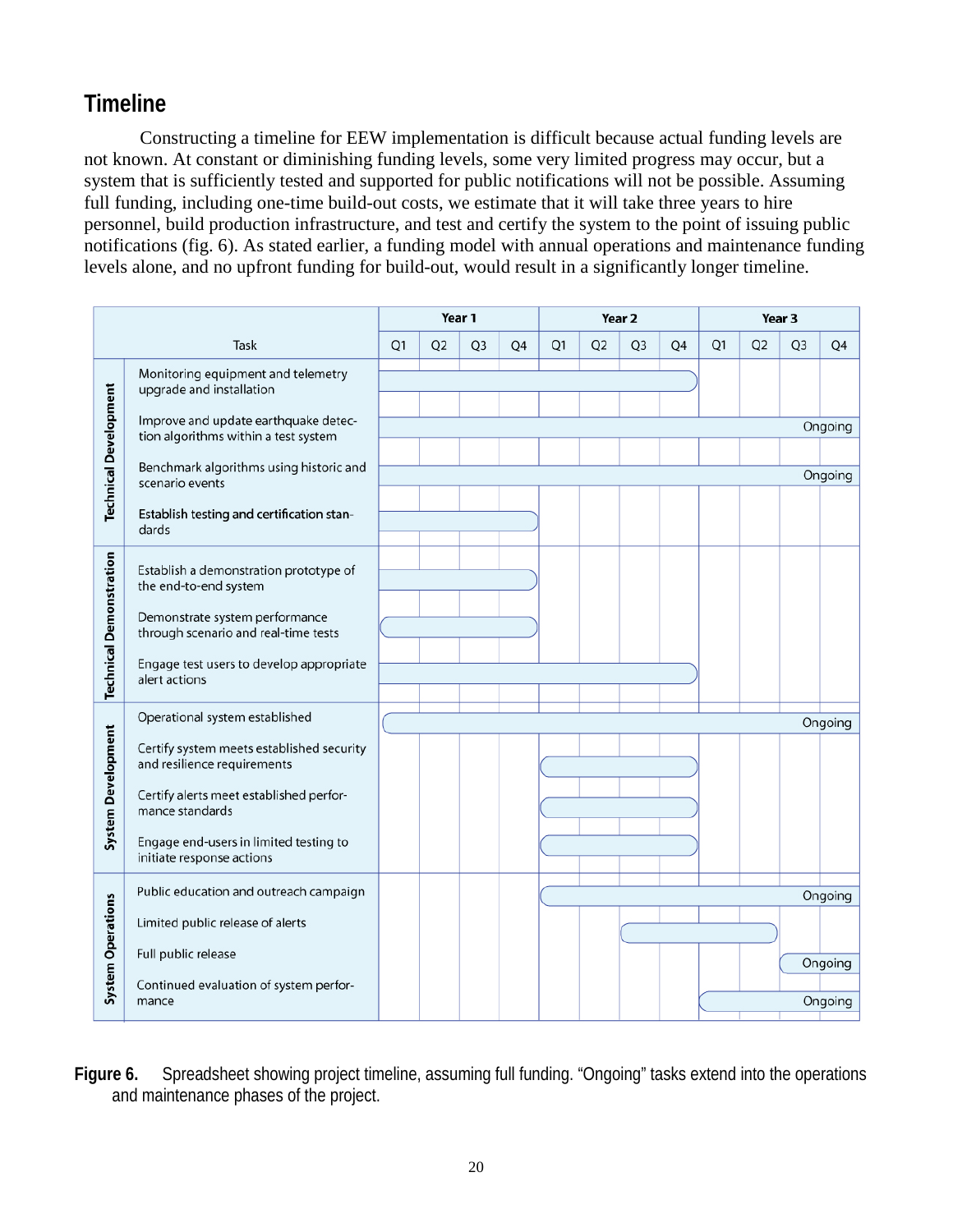## Timeline

Constructing a timeline for EEW implementation is difficult because actual funding levels are not known. At constant or diminishing funding levels, some very limited progress may occur, but a system that is sufficiently tested and supported for public notifications will not be possible. Assuming full funding, including one-time build-out costs, we estimate that it will take three years to hire personnel, build production infrastructure, and test and certify the system to the point of issuing public notifications (fig. 6). As stated earlier, a funding model with annual operations and maintenance funding levels alone, and no upfront funding for build-out, would result in a significantly longer timeline.

| | Task | Year 1 | | | | Year 2 | | | | Year 3 | | | |
|---|---|---|---|---|---|---|---|---|---|---|---|---|---|
| | | Q1 | Q2 | Q3 | Q4 | Q1 | Q2 | Q3 | Q4 | Q1 | Q2 | Q3 | Q4 |
| Technical Development | Monitoring equipment and telemetry upgrade and installation | X | X | X | X | X | X | X | X | | | | |
| Technical Development | Improve and update earthquake detection algorithms within a test system | X | X | X | X | X | X | X | X | X | X | X | Ongoing |
| Technical Development | Benchmark algorithms using historic and scenario events | X | X | X | X | X | X | X | X | X | X | X | Ongoing |
| Technical Development | Establish testing and certification standards | X | X | X | X | | | | | | | | |
| Technical Demonstration | Establish a demonstration prototype of the end-to-end system | X | X | X | X | | | | | | | | |
| Technical Demonstration | Demonstrate system performance through scenario and real-time tests | X | X | X | X | | | | | | | | |
| Technical Demonstration | Engage test users to develop appropriate alert actions | X | X | X | X | X | X | X | X | | | | |
| System Development | Operational system established | X | X | X | X | X | X | X | X | X | X | X | Ongoing |
| System Development | Certify system meets established security and resilience requirements | | | | | X | X | X | X | | | | |
| System Development | Certify alerts meet established performance standards | | | | | X | X | X | X | | | | |
| System Development | Engage end-users in limited testing to initiate response actions | | | | | X | X | X | X | | | | |
| System Operations | Public education and outreach campaign | | | | | X | X | X | X | X | X | X | Ongoing |
| System Operations | Limited public release of alerts | | | | | | | X | X | X | X | | |
| System Operations | Full public release | | | | | | | | | | | X | Ongoing |
| System Operations | Continued evaluation of system performance | | | | | | | | | X | X | X | Ongoing |

**Figure 6.** Spreadsheet showing project timeline, assuming full funding. "Ongoing" tasks extend into the operations and maintenance phases of the project.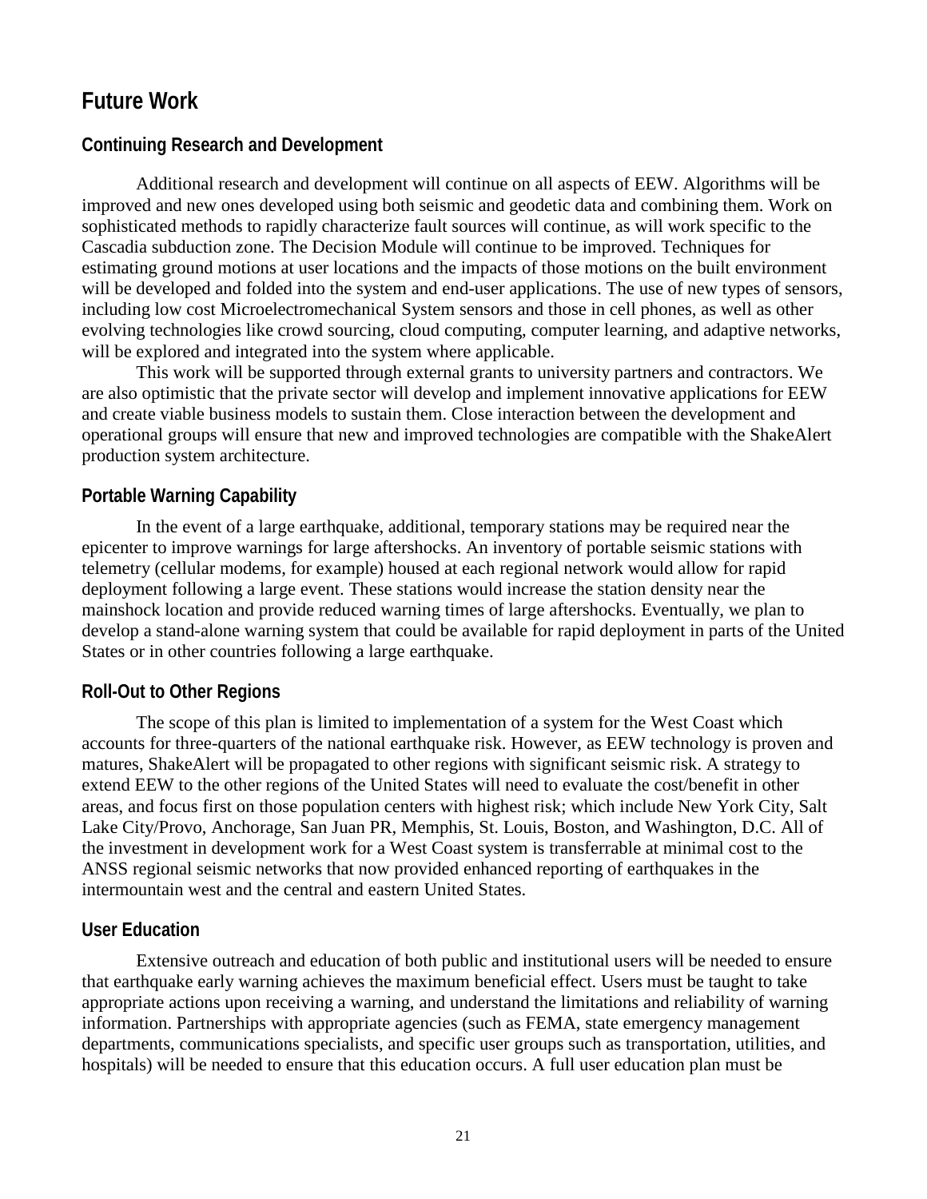## Future Work

### Continuing Research and Development

Additional research and development will continue on all aspects of EEW. Algorithms will be improved and new ones developed using both seismic and geodetic data and combining them. Work on sophisticated methods to rapidly characterize fault sources will continue, as will work specific to the Cascadia subduction zone. The Decision Module will continue to be improved. Techniques for estimating ground motions at user locations and the impacts of those motions on the built environment will be developed and folded into the system and end-user applications. The use of new types of sensors, including low cost Microelectromechanical System sensors and those in cell phones, as well as other evolving technologies like crowd sourcing, cloud computing, computer learning, and adaptive networks, will be explored and integrated into the system where applicable.

This work will be supported through external grants to university partners and contractors. We are also optimistic that the private sector will develop and implement innovative applications for EEW and create viable business models to sustain them. Close interaction between the development and operational groups will ensure that new and improved technologies are compatible with the ShakeAlert production system architecture.

### Portable Warning Capability

In the event of a large earthquake, additional, temporary stations may be required near the epicenter to improve warnings for large aftershocks. An inventory of portable seismic stations with telemetry (cellular modems, for example) housed at each regional network would allow for rapid deployment following a large event. These stations would increase the station density near the mainshock location and provide reduced warning times of large aftershocks. Eventually, we plan to develop a stand-alone warning system that could be available for rapid deployment in parts of the United States or in other countries following a large earthquake.

### Roll-Out to Other Regions

The scope of this plan is limited to implementation of a system for the West Coast which accounts for three-quarters of the national earthquake risk. However, as EEW technology is proven and matures, ShakeAlert will be propagated to other regions with significant seismic risk. A strategy to extend EEW to the other regions of the United States will need to evaluate the cost/benefit in other areas, and focus first on those population centers with highest risk; which include New York City, Salt Lake City/Provo, Anchorage, San Juan PR, Memphis, St. Louis, Boston, and Washington, D.C. All of the investment in development work for a West Coast system is transferrable at minimal cost to the ANSS regional seismic networks that now provided enhanced reporting of earthquakes in the intermountain west and the central and eastern United States.

### User Education

Extensive outreach and education of both public and institutional users will be needed to ensure that earthquake early warning achieves the maximum beneficial effect. Users must be taught to take appropriate actions upon receiving a warning, and understand the limitations and reliability of warning information. Partnerships with appropriate agencies (such as FEMA, state emergency management departments, communications specialists, and specific user groups such as transportation, utilities, and hospitals) will be needed to ensure that this education occurs. A full user education plan must be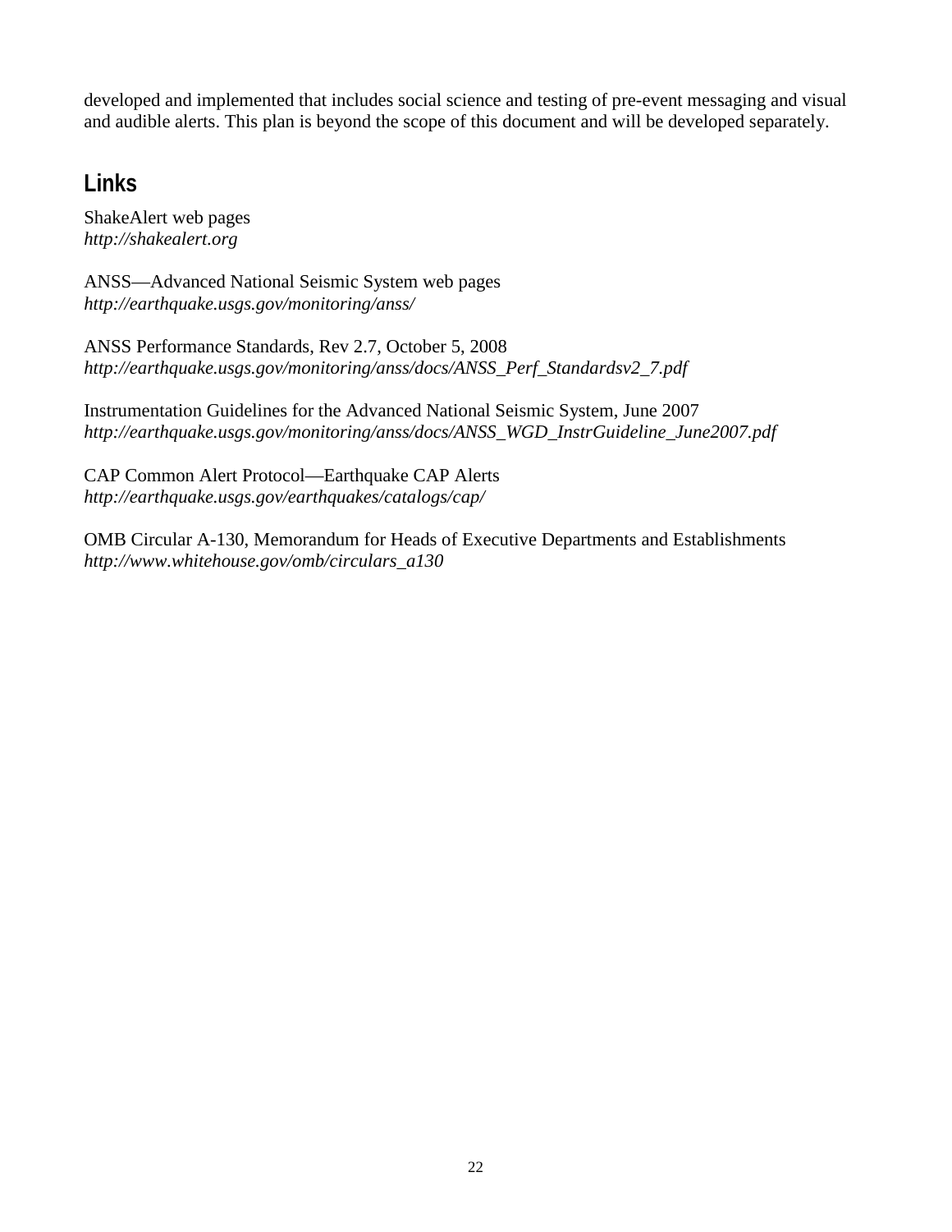developed and implemented that includes social science and testing of pre-event messaging and visual and audible alerts. This plan is beyond the scope of this document and will be developed separately.

## Links

ShakeAlert web pages
*http://shakealert.org*

ANSS—Advanced National Seismic System web pages
*http://earthquake.usgs.gov/monitoring/anss/*

ANSS Performance Standards, Rev 2.7, October 5, 2008
*http://earthquake.usgs.gov/monitoring/anss/docs/ANSS_Perf_Standardsv2_7.pdf*

Instrumentation Guidelines for the Advanced National Seismic System, June 2007
*http://earthquake.usgs.gov/monitoring/anss/docs/ANSS_WGD_InstrGuideline_June2007.pdf*

CAP Common Alert Protocol—Earthquake CAP Alerts
*http://earthquake.usgs.gov/earthquakes/catalogs/cap/*

OMB Circular A-130, Memorandum for Heads of Executive Departments and Establishments
*http://www.whitehouse.gov/omb/circulars_a130*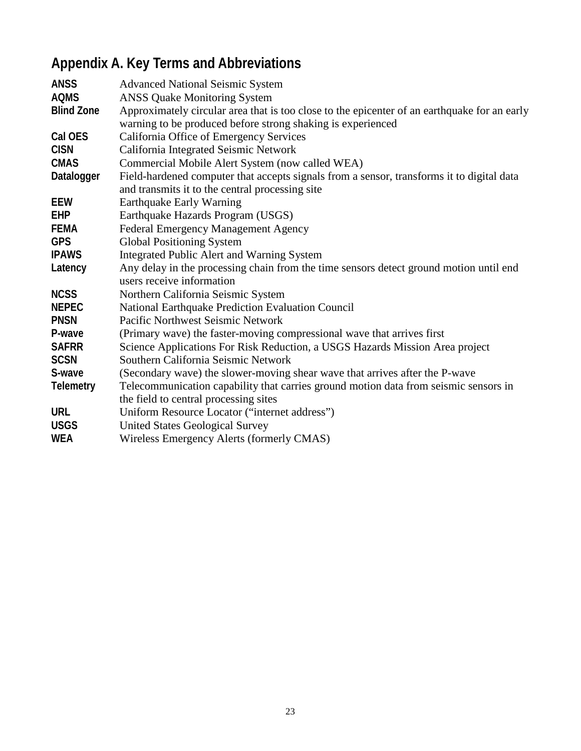## Appendix A. Key Terms and Abbreviations

| | |
|---|---|
| **ANSS** | Advanced National Seismic System |
| **AQMS** | ANSS Quake Monitoring System |
| **Blind Zone** | Approximately circular area that is too close to the epicenter of an earthquake for an early warning to be produced before strong shaking is experienced |
| **Cal OES** | California Office of Emergency Services |
| **CISN** | California Integrated Seismic Network |
| **CMAS** | Commercial Mobile Alert System (now called WEA) |
| **Datalogger** | Field-hardened computer that accepts signals from a sensor, transforms it to digital data and transmits it to the central processing site |
| **EEW** | Earthquake Early Warning |
| **EHP** | Earthquake Hazards Program (USGS) |
| **FEMA** | Federal Emergency Management Agency |
| **GPS** | Global Positioning System |
| **IPAWS** | Integrated Public Alert and Warning System |
| **Latency** | Any delay in the processing chain from the time sensors detect ground motion until end users receive information |
| **NCSS** | Northern California Seismic System |
| **NEPEC** | National Earthquake Prediction Evaluation Council |
| **PNSN** | Pacific Northwest Seismic Network |
| **P-wave** | (Primary wave) the faster-moving compressional wave that arrives first |
| **SAFRR** | Science Applications For Risk Reduction, a USGS Hazards Mission Area project |
| **SCSN** | Southern California Seismic Network |
| **S-wave** | (Secondary wave) the slower-moving shear wave that arrives after the P-wave |
| **Telemetry** | Telecommunication capability that carries ground motion data from seismic sensors in the field to central processing sites |
| **URL** | Uniform Resource Locator ("internet address") |
| **USGS** | United States Geological Survey |
| **WEA** | Wireless Emergency Alerts (formerly CMAS) |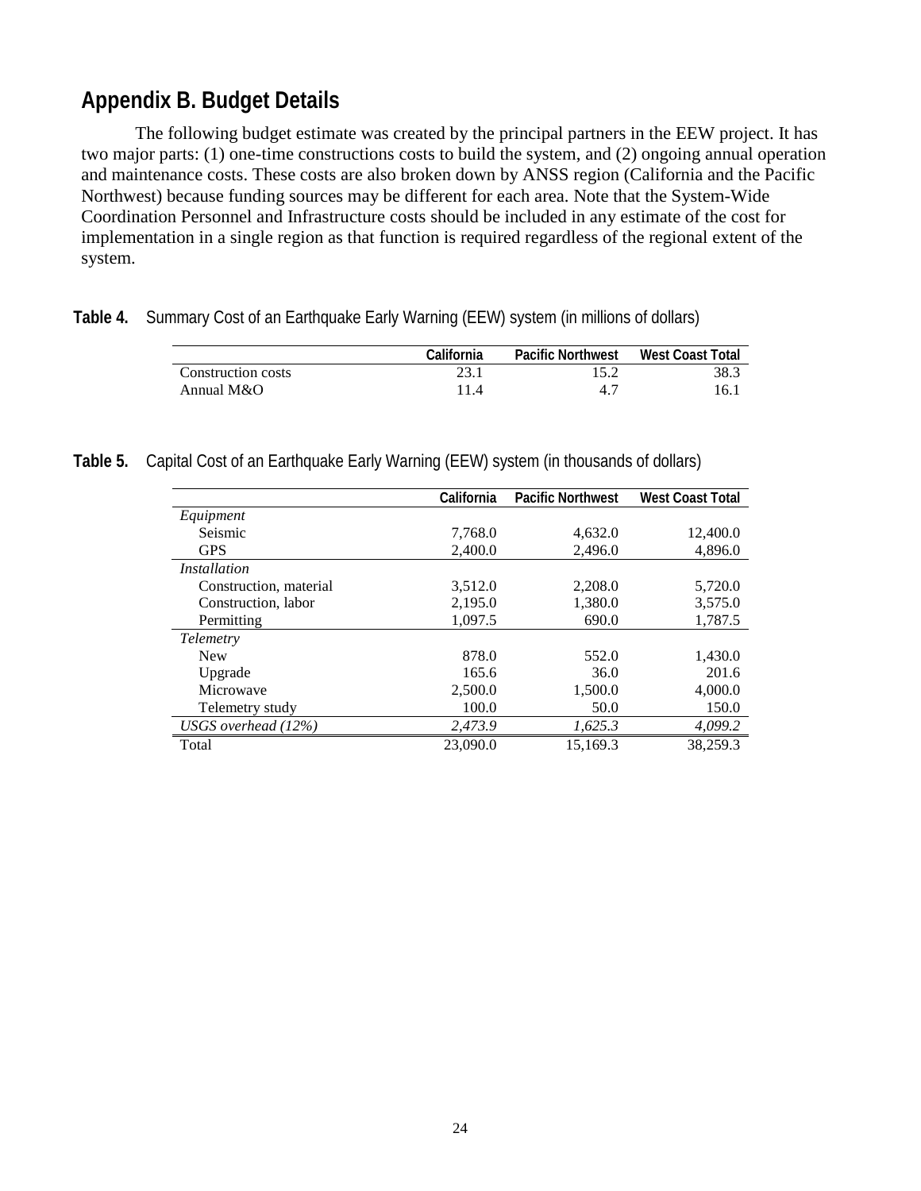## Appendix B. Budget Details

The following budget estimate was created by the principal partners in the EEW project. It has two major parts: (1) one-time constructions costs to build the system, and (2) ongoing annual operation and maintenance costs. These costs are also broken down by ANSS region (California and the Pacific Northwest) because funding sources may be different for each area. Note that the System-Wide Coordination Personnel and Infrastructure costs should be included in any estimate of the cost for implementation in a single region as that function is required regardless of the regional extent of the system.

**Table 4.** Summary Cost of an Earthquake Early Warning (EEW) system (in millions of dollars)

| | California | Pacific Northwest | West Coast Total |
|---|---|---|---|
| Construction costs | 23.1 | 15.2 | 38.3 |
| Annual M&O | 11.4 | 4.7 | 16.1 |

**Table 5.** Capital Cost of an Earthquake Early Warning (EEW) system (in thousands of dollars)

| | California | Pacific Northwest | West Coast Total |
|---|---|---|---|
| *Equipment* | | | |
| Seismic | 7,768.0 | 4,632.0 | 12,400.0 |
| GPS | 2,400.0 | 2,496.0 | 4,896.0 |
| *Installation* | | | |
| Construction, material | 3,512.0 | 2,208.0 | 5,720.0 |
| Construction, labor | 2,195.0 | 1,380.0 | 3,575.0 |
| Permitting | 1,097.5 | 690.0 | 1,787.5 |
| *Telemetry* | | | |
| New | 878.0 | 552.0 | 1,430.0 |
| Upgrade | 165.6 | 36.0 | 201.6 |
| Microwave | 2,500.0 | 1,500.0 | 4,000.0 |
| Telemetry study | 100.0 | 50.0 | 150.0 |
| *USGS overhead (12%)* | *2,473.9* | *1,625.3* | *4,099.2* |
| Total | 23,090.0 | 15,169.3 | 38,259.3 |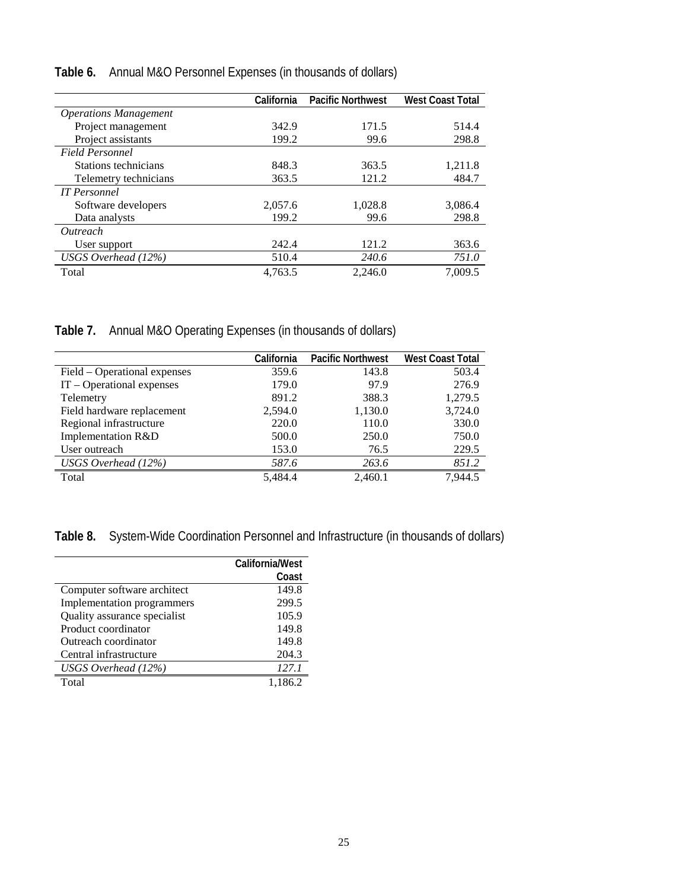**Table 6.** Annual M&O Personnel Expenses (in thousands of dollars)

| | California | Pacific Northwest | West Coast Total |
|---|---|---|---|
| *Operations Management* | | | |
| Project management | 342.9 | 171.5 | 514.4 |
| Project assistants | 199.2 | 99.6 | 298.8 |
| *Field Personnel* | | | |
| Stations technicians | 848.3 | 363.5 | 1,211.8 |
| Telemetry technicians | 363.5 | 121.2 | 484.7 |
| *IT Personnel* | | | |
| Software developers | 2,057.6 | 1,028.8 | 3,086.4 |
| Data analysts | 199.2 | 99.6 | 298.8 |
| *Outreach* | | | |
| User support | 242.4 | 121.2 | 363.6 |
| *USGS Overhead (12%)* | 510.4 | *240.6* | *751.0* |
| Total | 4,763.5 | 2,246.0 | 7,009.5 |

**Table 7.** Annual M&O Operating Expenses (in thousands of dollars)

| | California | Pacific Northwest | West Coast Total |
|---|---|---|---|
| Field – Operational expenses | 359.6 | 143.8 | 503.4 |
| IT – Operational expenses | 179.0 | 97.9 | 276.9 |
| Telemetry | 891.2 | 388.3 | 1,279.5 |
| Field hardware replacement | 2,594.0 | 1,130.0 | 3,724.0 |
| Regional infrastructure | 220.0 | 110.0 | 330.0 |
| Implementation R&D | 500.0 | 250.0 | 750.0 |
| User outreach | 153.0 | 76.5 | 229.5 |
| *USGS Overhead (12%)* | *587.6* | *263.6* | *851.2* |
| Total | 5,484.4 | 2,460.1 | 7,944.5 |

**Table 8.** System-Wide Coordination Personnel and Infrastructure (in thousands of dollars)

| | California/West Coast |
|---|---|
| Computer software architect | 149.8 |
| Implementation programmers | 299.5 |
| Quality assurance specialist | 105.9 |
| Product coordinator | 149.8 |
| Outreach coordinator | 149.8 |
| Central infrastructure | 204.3 |
| *USGS Overhead (12%)* | *127.1* |
| Total | 1,186.2 |